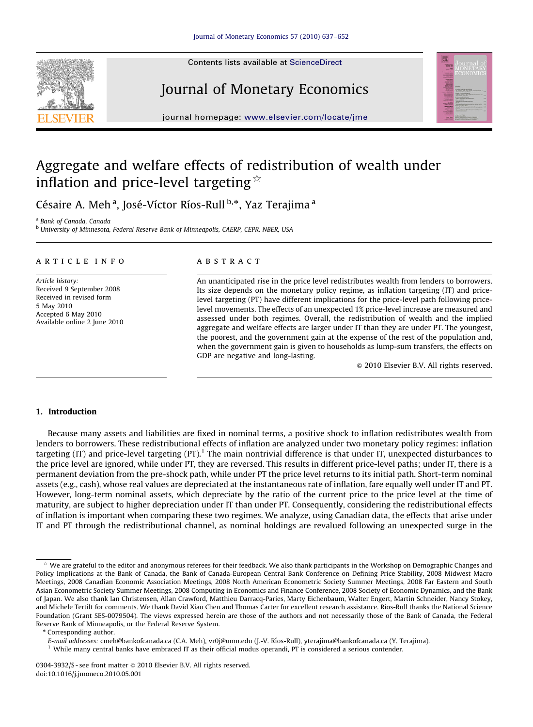# Aggregate and welfare effects of redistribution of wealth under inflation and price-level targeting ☆

César A. Meh [a], José-Víctor Ríos-Rull [b,*], Yaz Terajima [a]

[a] Bank of Canada, Canada

[b] University of Minnesota, Federal Reserve Bank of Minneapolis, CAERP, CEPR, NBER, USA

## ARTICLE INFO

*Article history:*
Received 9 September 2008
Received in revised form
5 May 2010
Accepted 6 May 2010
Available online 2 June 2010

## ABSTRACT

An unanticipated rise in the price level redistributes wealth from lenders to borrowers. Its size depends on the monetary policy regime, as inflation targeting (IT) and price-level targeting (PT) have different implications for the price-level path following price-level movements. The effects of an unexpected 1% price-level increase are measured and assessed under both regimes. Overall, the redistribution of wealth and the implied aggregate and welfare effects are larger under IT than they are under PT. The youngest, the poorest, and the government gain at the expense of the rest of the population and, when the government gain is given to households as lump-sum transfers, the effects on GDP are negative and long-lasting.

© 2010 Elsevier B.V. All rights reserved.

## 1. Introduction

Because many assets and liabilities are fixed in nominal terms, a positive shock to inflation redistributes wealth from lenders to borrowers. These redistributional effects of inflation are analyzed under two monetary policy regimes: inflation targeting (IT) and price-level targeting (PT).[1] The main nontrivial difference is that under IT, unexpected disturbances to the price level are ignored, while under PT, they are reversed. This results in different price-level paths; under IT, there is a permanent deviation from the pre-shock path, while under PT the price level returns to its initial path. Short-term nominal assets (e.g., cash), whose real values are depreciated at the instantaneous rate of inflation, fare equally well under IT and PT. However, long-term nominal assets, which depreciate by the ratio of the current price to the price level at the time of maturity, are subject to higher depreciation under IT than under PT. Consequently, considering the redistributional effects of inflation is important when comparing these two regimes. We analyze, using Canadian data, the effects that arise under IT and PT through the redistributional channel, as nominal holdings are revalued following an unexpected surge in the

---

☆ We are grateful to the editor and anonymous referees for their feedback. We also thank participants in the Workshop on Demographic Changes and Policy Implications at the Bank of Canada, the Bank of Canada-European Central Bank Conference on Defining Price Stability, 2008 Midwest Macro Meetings, 2008 Canadian Economic Association Meetings, 2008 North American Econometric Society Summer Meetings, 2008 Far Eastern and South Asian Econometric Society Summer Meetings, 2008 Computing in Economics and Finance Conference, 2008 Society of Economic Dynamics, and the Bank of Japan. We also thank Ian Christensen, Allan Crawford, Matthieu Darracq-Paries, Marty Eichenbaum, Walter Engert, Martin Schneider, Nancy Stokey, and Michele Tertilt for comments. We thank David Xiao Chen and Thomas Carter for excellent research assistance. Ríos-Rull thanks the National Science Foundation (Grant SES-0079504). The views expressed herein are those of the authors and not necessarily those of the Bank of Canada, the Federal Reserve Bank of Minneapolis, or the Federal Reserve System.

\* Corresponding author.

*E-mail addresses:* cmeh@bankofcanada.ca (C.A. Meh), vr0j@umn.edu (J.-V. Ríos-Rull), yterajima@bankofcanada.ca (Y. Terajima).

[1] While many central banks have embraced IT as their official modus operandi, PT is considered a serious contender.

0304-3932/$ - see front matter © 2010 Elsevier B.V. All rights reserved.
doi:10.1016/j.jmoneco.2010.05.001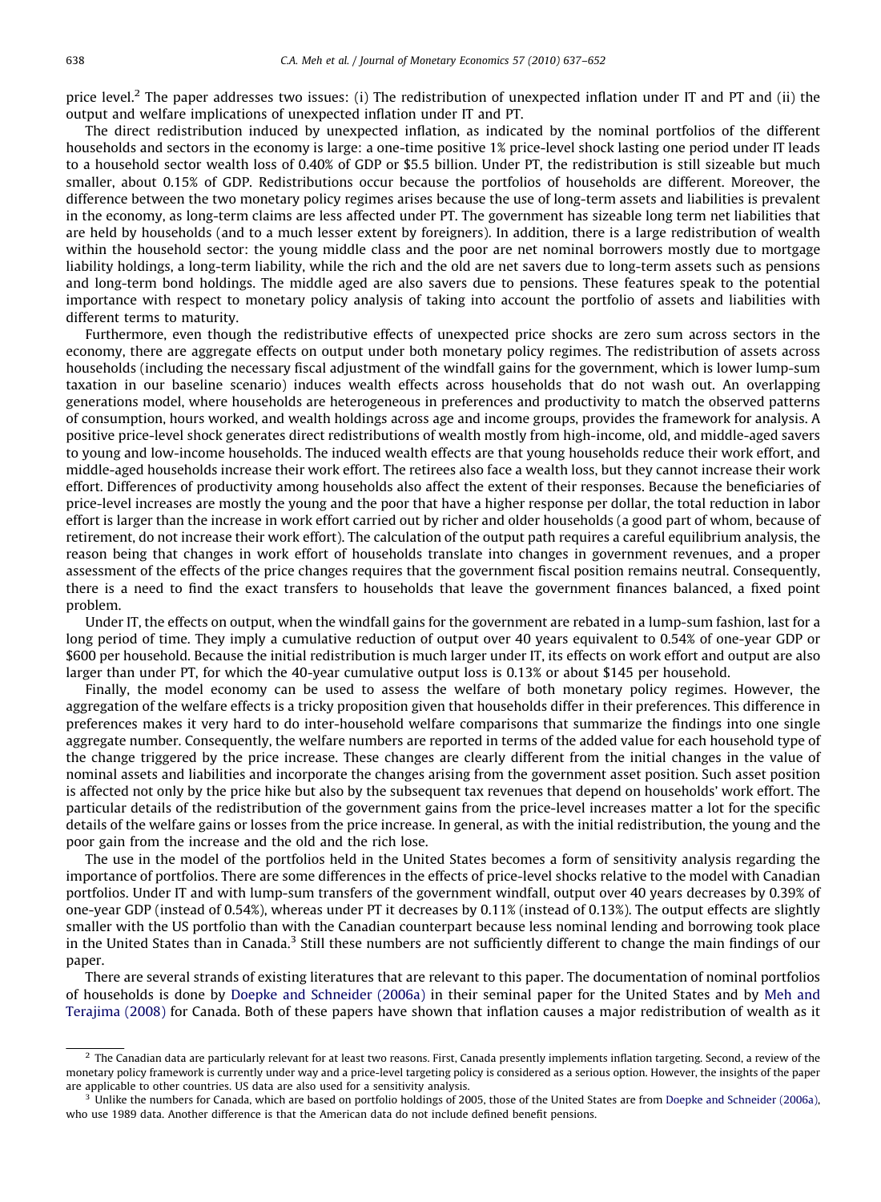price level.[2] The paper addresses two issues: (i) The redistribution of unexpected inflation under IT and PT and (ii) the output and welfare implications of unexpected inflation under IT and PT.

The direct redistribution induced by unexpected inflation, as indicated by the nominal portfolios of the different households and sectors in the economy is large: a one-time positive 1% price-level shock lasting one period under IT leads to a household sector wealth loss of 0.40% of GDP or $5.5 billion. Under PT, the redistribution is still sizeable but much smaller, about 0.15% of GDP. Redistributions occur because the portfolios of households are different. Moreover, the difference between the two monetary policy regimes arises because the use of long-term assets and liabilities is prevalent in the economy, as long-term claims are less affected under PT. The government has sizeable long term net liabilities that are held by households (and to a much lesser extent by foreigners). In addition, there is a large redistribution of wealth within the household sector: the young middle class and the poor are net nominal borrowers mostly due to mortgage liability holdings, a long-term liability, while the rich and the old are net savers due to long-term assets such as pensions and long-term bond holdings. The middle aged are also savers due to pensions. These features speak to the potential importance with respect to monetary policy analysis of taking into account the portfolio of assets and liabilities with different terms to maturity.

Furthermore, even though the redistributive effects of unexpected price shocks are zero sum across sectors in the economy, there are aggregate effects on output under both monetary policy regimes. The redistribution of assets across households (including the necessary fiscal adjustment of the windfall gains for the government, which is lower lump-sum taxation in our baseline scenario) induces wealth effects across households that do not wash out. An overlapping generations model, where households are heterogeneous in preferences and productivity to match the observed patterns of consumption, hours worked, and wealth holdings across age and income groups, provides the framework for analysis. A positive price-level shock generates direct redistributions of wealth mostly from high-income, old, and middle-aged savers to young and low-income households. The induced wealth effects are that young households reduce their work effort, and middle-aged households increase their work effort. The retirees also face a wealth loss, but they cannot increase their work effort. Differences of productivity among households also affect the extent of their responses. Because the beneficiaries of price-level increases are mostly the young and the poor that have a higher response per dollar, the total reduction in labor effort is larger than the increase in work effort carried out by richer and older households (a good part of whom, because of retirement, do not increase their work effort). The calculation of the output path requires a careful equilibrium analysis, the reason being that changes in work effort of households translate into changes in government revenues, and a proper assessment of the effects of the price changes requires that the government fiscal position remains neutral. Consequently, there is a need to find the exact transfers to households that leave the government finances balanced, a fixed point problem.

Under IT, the effects on output, when the windfall gains for the government are rebated in a lump-sum fashion, last for a long period of time. They imply a cumulative reduction of output over 40 years equivalent to 0.54% of one-year GDP or $600 per household. Because the initial redistribution is much larger under IT, its effects on work effort and output are also larger than under PT, for which the 40-year cumulative output loss is 0.13% or about $145 per household.

Finally, the model economy can be used to assess the welfare of both monetary policy regimes. However, the aggregation of the welfare effects is a tricky proposition given that households differ in their preferences. This difference in preferences makes it very hard to do inter-household welfare comparisons that summarize the findings into one single aggregate number. Consequently, the welfare numbers are reported in terms of the added value for each household type of the change triggered by the price increase. These changes are clearly different from the initial changes in the value of nominal assets and liabilities and incorporate the changes arising from the government asset position. Such asset position is affected not only by the price hike but also by the subsequent tax revenues that depend on households' work effort. The particular details of the redistribution of the government gains from the price-level increases matter a lot for the specific details of the welfare gains or losses from the price increase. In general, as with the initial redistribution, the young and the poor gain from the increase and the old and the rich lose.

The use in the model of the portfolios held in the United States becomes a form of sensitivity analysis regarding the importance of portfolios. There are some differences in the effects of price-level shocks relative to the model with Canadian portfolios. Under IT and with lump-sum transfers of the government windfall, output over 40 years decreases by 0.39% of one-year GDP (instead of 0.54%), whereas under PT it decreases by 0.11% (instead of 0.13%). The output effects are slightly smaller with the US portfolio than with the Canadian counterpart because less nominal lending and borrowing took place in the United States than in Canada.[3] Still these numbers are not sufficiently different to change the main findings of our paper.

There are several strands of existing literatures that are relevant to this paper. The documentation of nominal portfolios of households is done by Doepke and Schneider (2006a) in their seminal paper for the United States and by Meh and Terajima (2008) for Canada. Both of these papers have shown that inflation causes a major redistribution of wealth as it

---

[2] The Canadian data are particularly relevant for at least two reasons. First, Canada presently implements inflation targeting. Second, a review of the monetary policy framework is currently under way and a price-level targeting policy is considered as a serious option. However, the insights of the paper are applicable to other countries. US data are also used for a sensitivity analysis.

[3] Unlike the numbers for Canada, which are based on portfolio holdings of 2005, those of the United States are from Doepke and Schneider (2006a), who use 1989 data. Another difference is that the American data do not include defined benefit pensions.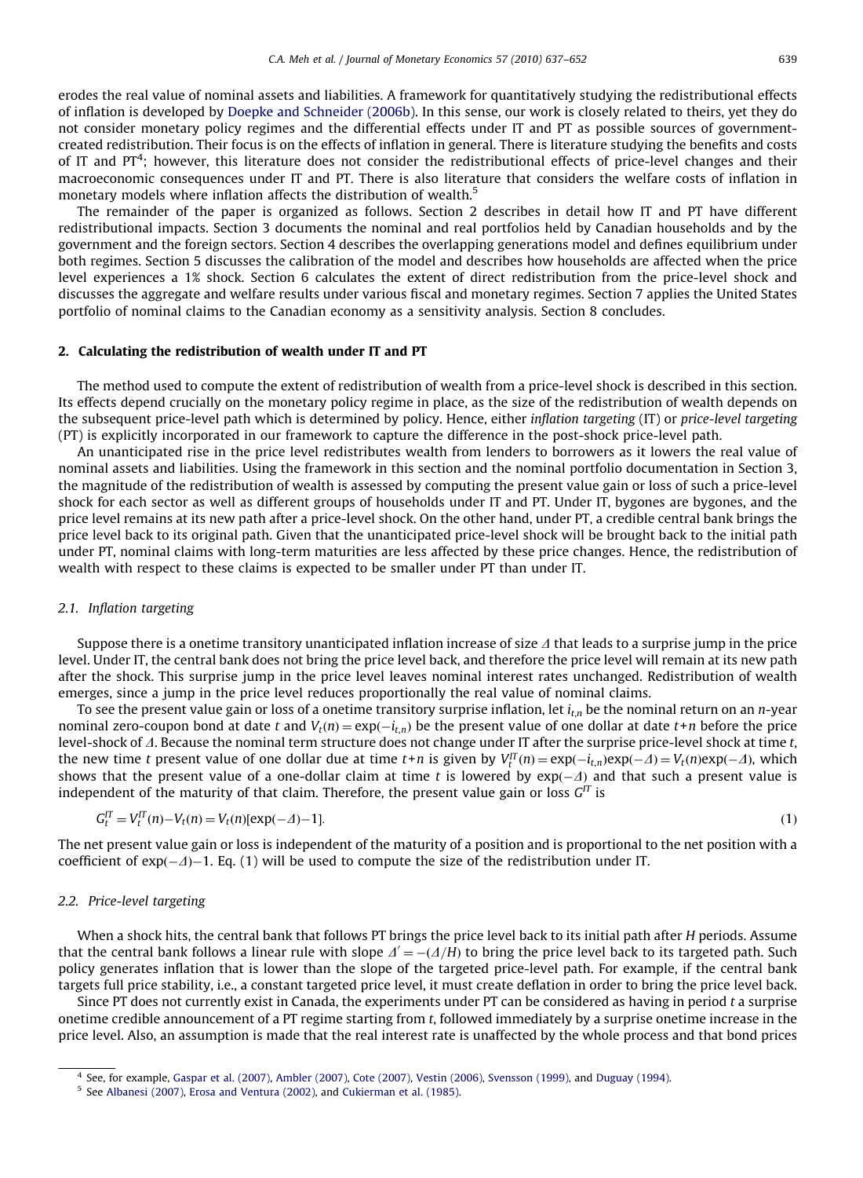erodes the real value of nominal assets and liabilities. A framework for quantitatively studying the redistributional effects of inflation is developed by Doepke and Schneider (2006b). In this sense, our work is closely related to theirs, yet they do not consider monetary policy regimes and the differential effects under IT and PT as possible sources of government-created redistribution. Their focus is on the effects of inflation in general. There is literature studying the benefits and costs of IT and PT[4]; however, this literature does not consider the redistributional effects of price-level changes and their macroeconomic consequences under IT and PT. There is also literature that considers the welfare costs of inflation in monetary models where inflation affects the distribution of wealth.[5]

The remainder of the paper is organized as follows. Section 2 describes in detail how IT and PT have different redistributional impacts. Section 3 documents the nominal and real portfolios held by Canadian households and by the government and the foreign sectors. Section 4 describes the overlapping generations model and defines equilibrium under both regimes. Section 5 discusses the calibration of the model and describes how households are affected when the price level experiences a 1% shock. Section 6 calculates the extent of direct redistribution from the price-level shock and discusses the aggregate and welfare results under various fiscal and monetary regimes. Section 7 applies the United States portfolio of nominal claims to the Canadian economy as a sensitivity analysis. Section 8 concludes.

## 2. Calculating the redistribution of wealth under IT and PT

The method used to compute the extent of redistribution of wealth from a price-level shock is described in this section. Its effects depend crucially on the monetary policy regime in place, as the size of the redistribution of wealth depends on the subsequent price-level path which is determined by policy. Hence, either *inflation targeting* (IT) or *price-level targeting* (PT) is explicitly incorporated in our framework to capture the difference in the post-shock price-level path.

An unanticipated rise in the price level redistributes wealth from lenders to borrowers as it lowers the real value of nominal assets and liabilities. Using the framework in this section and the nominal portfolio documentation in Section 3, the magnitude of the redistribution of wealth is assessed by computing the present value gain or loss of such a price-level shock for each sector as well as different groups of households under IT and PT. Under IT, bygones are bygones, and the price level remains at its new path after a price-level shock. On the other hand, under PT, a credible central bank brings the price level back to its original path. Given that the unanticipated price-level shock will be brought back to the initial path under PT, nominal claims with long-term maturities are less affected by these price changes. Hence, the redistribution of wealth with respect to these claims is expected to be smaller under PT than under IT.

### 2.1. Inflation targeting

Suppose there is a onetime transitory unanticipated inflation increase of size $\Delta$ that leads to a surprise jump in the price level. Under IT, the central bank does not bring the price level back, and therefore the price level will remain at its new path after the shock. This surprise jump in the price level leaves nominal interest rates unchanged. Redistribution of wealth emerges, since a jump in the price level reduces proportionally the real value of nominal claims.

To see the present value gain or loss of a onetime transitory surprise inflation, let $i_{t,n}$ be the nominal return on an $n$-year nominal zero-coupon bond at date $t$ and $V_t(n) = \exp(-i_{t,n})$ be the present value of one dollar at date $t+n$ before the price level-shock of $\Delta$. Because the nominal term structure does not change under IT after the surprise price-level shock at time $t$, the new time $t$ present value of one dollar due at time $t+n$ is given by $V_t^{IT}(n) = \exp(-i_{t,n})\exp(-\Delta) = V_t(n)\exp(-\Delta)$, which shows that the present value of a one-dollar claim at time $t$ is lowered by $\exp(-\Delta)$ and that such a present value is independent of the maturity of that claim. Therefore, the present value gain or loss $G^{IT}$ is

$$G_t^{IT} = V_t^{IT}(n) - V_t(n) = V_t(n)[\exp(-\Delta) - 1]. \tag{1}$$

The net present value gain or loss is independent of the maturity of a position and is proportional to the net position with a coefficient of $\exp(-\Delta)-1$. Eq. (1) will be used to compute the size of the redistribution under IT.

### 2.2. Price-level targeting

When a shock hits, the central bank that follows PT brings the price level back to its initial path after $H$ periods. Assume that the central bank follows a linear rule with slope $\Delta' = -(\Delta/H)$ to bring the price level back to its targeted path. Such policy generates inflation that is lower than the slope of the targeted price-level path. For example, if the central bank targets full price stability, i.e., a constant targeted price level, it must create deflation in order to bring the price level back.

Since PT does not currently exist in Canada, the experiments under PT can be considered as having in period $t$ a surprise onetime credible announcement of a PT regime starting from $t$, followed immediately by a surprise onetime increase in the price level. Also, an assumption is made that the real interest rate is unaffected by the whole process and that bond prices

[4] See, for example, Gaspar et al. (2007), Ambler (2007), Cote (2007), Vestin (2006), Svensson (1999), and Duguay (1994).

[5] See Albanesi (2007), Erosa and Ventura (2002), and Cukierman et al. (1985).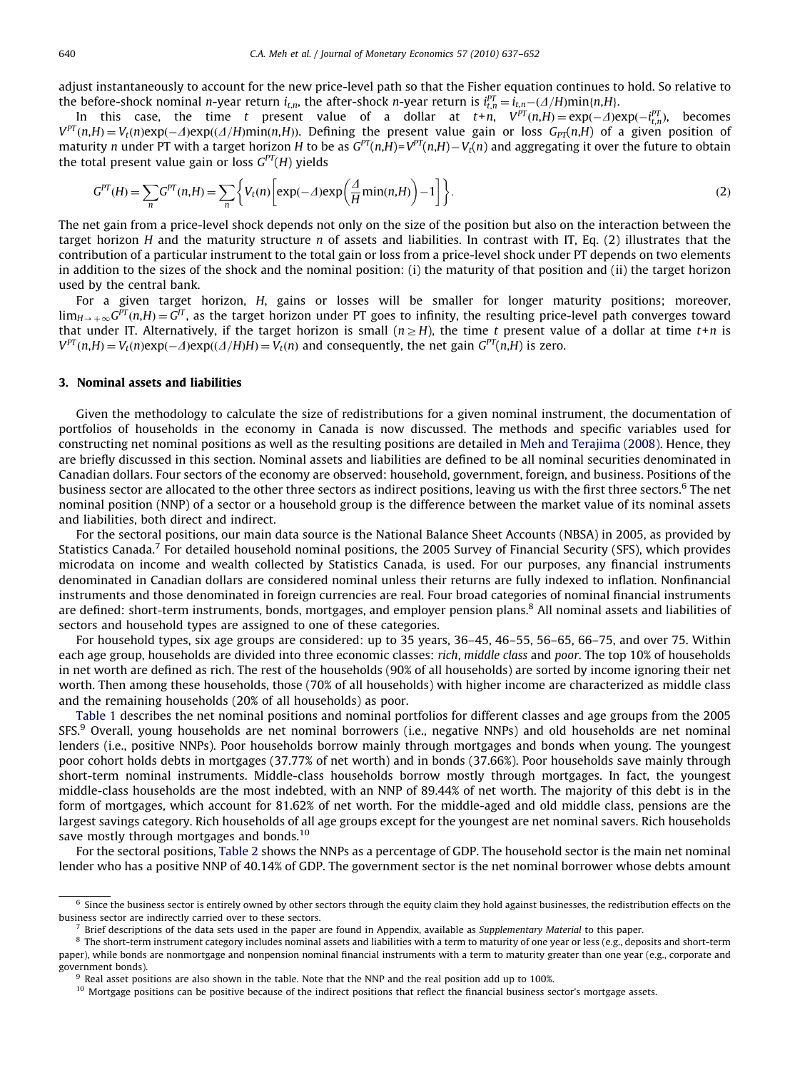adjust instantaneously to account for the new price-level path so that the Fisher equation continues to hold. So relative to the before-shock nominal $n$-year return $i_{t,n}$, the after-shock $n$-year return is $i_{t,n}^{PT} = i_{t,n} - (\Delta/H)\min\{n,H\}$.

In this case, the time $t$ present value of a dollar at $t+n$, $V^{PT}(n,H) = \exp(-\Delta)\exp(-i_{t,n}^{PT})$, becomes $V^{PT}(n,H) = V_t(n)\exp(-\Delta)\exp((\Delta/H)\min(n,H))$. Defining the present value gain or loss $G_{PT}(n,H)$ of a given position of maturity $n$ under PT with a target horizon $H$ to be as $G^{PT}(n,H) = V^{PT}(n,H) - V_t(n)$ and aggregating it over the future to obtain the total present value gain or loss $G^{PT}(H)$ yields

$$G^{PT}(H) = \sum_n G^{PT}(n,H) = \sum_n \left\{ V_t(n)\left[\exp(-\Delta)\exp\left(\frac{\Delta}{H}\min(n,H)\right) - 1\right]\right\}. \tag{2}$$

The net gain from a price-level shock depends not only on the size of the position but also on the interaction between the target horizon $H$ and the maturity structure $n$ of assets and liabilities. In contrast with IT, Eq. (2) illustrates that the contribution of a particular instrument to the total gain or loss from a price-level shock under PT depends on two elements in addition to the sizes of the shock and the nominal position: (i) the maturity of that position and (ii) the target horizon used by the central bank.

For a given target horizon, $H$, gains or losses will be smaller for longer maturity positions; moreover, $\lim_{H\to+\infty} G^{PT}(n,H) = G^{IT}$, as the target horizon under PT goes to infinity, the resulting price-level path converges toward that under IT. Alternatively, if the target horizon is small ($n \geq H$), the time $t$ present value of a dollar at time $t+n$ is $V^{PT}(n,H) = V_t(n)\exp(-\Delta)\exp((\Delta/H)H) = V_t(n)$ and consequently, the net gain $G^{PT}(n,H)$ is zero.

## 3. Nominal assets and liabilities

Given the methodology to calculate the size of redistributions for a given nominal instrument, the documentation of portfolios of households in the economy in Canada is now discussed. The methods and specific variables used for constructing net nominal positions as well as the resulting positions are detailed in Meh and Terajima (2008). Hence, they are briefly discussed in this section. Nominal assets and liabilities are defined to be all nominal securities denominated in Canadian dollars. Four sectors of the economy are observed: household, government, foreign, and business. Positions of the business sector are allocated to the other three sectors as indirect positions, leaving us with the first three sectors.[6] The net nominal position (NNP) of a sector or a household group is the difference between the market value of its nominal assets and liabilities, both direct and indirect.

For the sectoral positions, our main data source is the National Balance Sheet Accounts (NBSA) in 2005, as provided by Statistics Canada.[7] For detailed household nominal positions, the 2005 Survey of Financial Security (SFS), which provides microdata on income and wealth collected by Statistics Canada, is used. For our purposes, any financial instruments denominated in Canadian dollars are considered nominal unless their returns are fully indexed to inflation. Nonfinancial instruments and those denominated in foreign currencies are real. Four broad categories of nominal financial instruments are defined: short-term instruments, bonds, mortgages, and employer pension plans.[8] All nominal assets and liabilities of sectors and household types are assigned to one of these categories.

For household types, six age groups are considered: up to 35 years, 36–45, 46–55, 56–65, 66–75, and over 75. Within each age group, households are divided into three economic classes: *rich*, *middle class* and *poor*. The top 10% of households in net worth are defined as rich. The rest of the households (90% of all households) are sorted by income ignoring their net worth. Then among these households, those (70% of all households) with higher income are characterized as middle class and the remaining households (20% of all households) as poor.

Table 1 describes the net nominal positions and nominal portfolios for different classes and age groups from the 2005 SFS.[9] Overall, young households are net nominal borrowers (i.e., negative NNPs) and old households are net nominal lenders (i.e., positive NNPs). Poor households borrow mainly through mortgages and bonds when young. The youngest poor cohort holds debts in mortgages (37.77% of net worth) and in bonds (37.66%). Poor households save mainly through short-term nominal instruments. Middle-class households borrow mostly through mortgages. In fact, the youngest middle-class households are the most indebted, with an NNP of 89.44% of net worth. The majority of this debt is in the form of mortgages, which account for 81.62% of net worth. For the middle-aged and old middle class, pensions are the largest savings category. Rich households of all age groups except for the youngest are net nominal savers. Rich households save mostly through mortgages and bonds.[10]

For the sectoral positions, Table 2 shows the NNPs as a percentage of GDP. The household sector is the main net nominal lender who has a positive NNP of 40.14% of GDP. The government sector is the net nominal borrower whose debts amount

---

[6] Since the business sector is entirely owned by other sectors through the equity claim they hold against businesses, the redistribution effects on the business sector are indirectly carried over to these sectors.

[7] Brief descriptions of the data sets used in the paper are found in Appendix, available as *Supplementary Material* to this paper.

[8] The short-term instrument category includes nominal assets and liabilities with a term to maturity of one year or less (e.g., deposits and short-term paper), while bonds are nonmortgage and nonpension nominal financial instruments with a term to maturity greater than one year (e.g., corporate and government bonds).

[9] Real asset positions are also shown in the table. Note that the NNP and the real position add up to 100%.

[10] Mortgage positions can be positive because of the indirect positions that reflect the financial business sector's mortgage assets.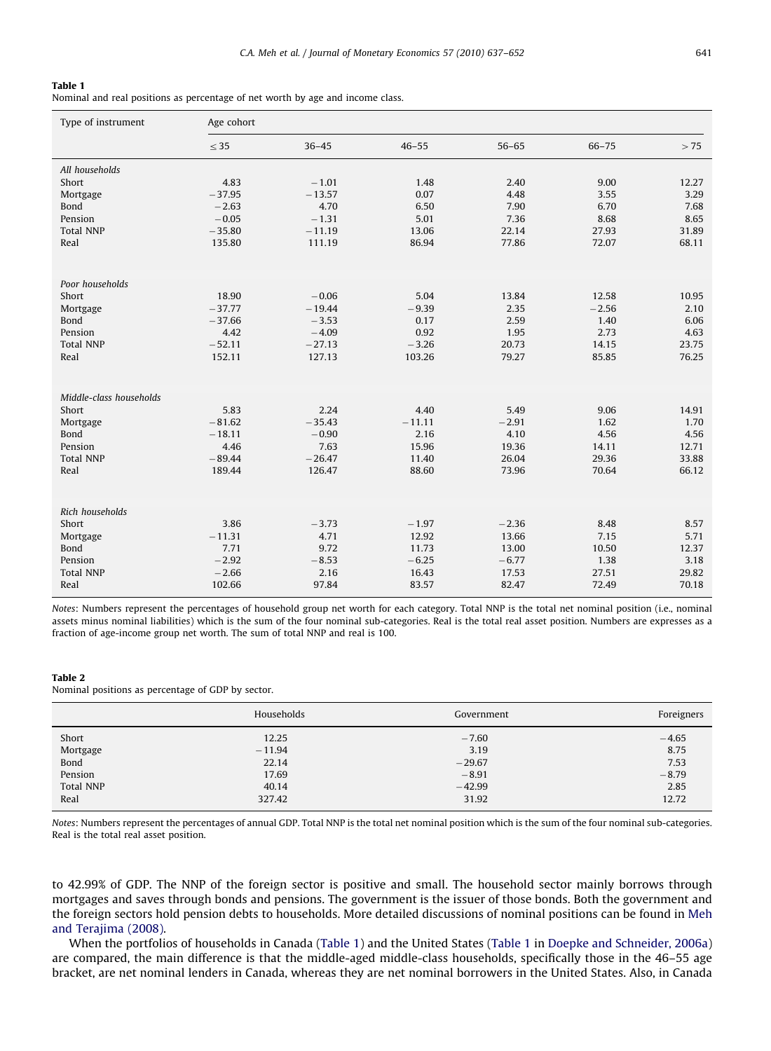**Table 1**
Nominal and real positions as percentage of net worth by age and income class.

| Type of instrument | Age cohort | | | | | |
|---|---|---|---|---|---|---|
| | ≤ 35 | 36–45 | 46–55 | 56–65 | 66–75 | > 75 |
| *All households* | | | | | | |
| Short | 4.83 | −1.01 | 1.48 | 2.40 | 9.00 | 12.27 |
| Mortgage | −37.95 | −13.57 | 0.07 | 4.48 | 3.55 | 3.29 |
| Bond | −2.63 | 4.70 | 6.50 | 7.90 | 6.70 | 7.68 |
| Pension | −0.05 | −1.31 | 5.01 | 7.36 | 8.68 | 8.65 |
| Total NNP | −35.80 | −11.19 | 13.06 | 22.14 | 27.93 | 31.89 |
| Real | 135.80 | 111.19 | 86.94 | 77.86 | 72.07 | 68.11 |
| *Poor households* | | | | | | |
| Short | 18.90 | −0.06 | 5.04 | 13.84 | 12.58 | 10.95 |
| Mortgage | −37.77 | −19.44 | −9.39 | 2.35 | −2.56 | 2.10 |
| Bond | −37.66 | −3.53 | 0.17 | 2.59 | 1.40 | 6.06 |
| Pension | 4.42 | −4.09 | 0.92 | 1.95 | 2.73 | 4.63 |
| Total NNP | −52.11 | −27.13 | −3.26 | 20.73 | 14.15 | 23.75 |
| Real | 152.11 | 127.13 | 103.26 | 79.27 | 85.85 | 76.25 |
| *Middle-class households* | | | | | | |
| Short | 5.83 | 2.24 | 4.40 | 5.49 | 9.06 | 14.91 |
| Mortgage | −81.62 | −35.43 | −11.11 | −2.91 | 1.62 | 1.70 |
| Bond | −18.11 | −0.90 | 2.16 | 4.10 | 4.56 | 4.56 |
| Pension | 4.46 | 7.63 | 15.96 | 19.36 | 14.11 | 12.71 |
| Total NNP | −89.44 | −26.47 | 11.40 | 26.04 | 29.36 | 33.88 |
| Real | 189.44 | 126.47 | 88.60 | 73.96 | 70.64 | 66.12 |
| *Rich households* | | | | | | |
| Short | 3.86 | −3.73 | −1.97 | −2.36 | 8.48 | 8.57 |
| Mortgage | −11.31 | 4.71 | 12.92 | 13.66 | 7.15 | 5.71 |
| Bond | 7.71 | 9.72 | 11.73 | 13.00 | 10.50 | 12.37 |
| Pension | −2.92 | −8.53 | −6.25 | −6.77 | 1.38 | 3.18 |
| Total NNP | −2.66 | 2.16 | 16.43 | 17.53 | 27.51 | 29.82 |
| Real | 102.66 | 97.84 | 83.57 | 82.47 | 72.49 | 70.18 |

*Notes*: Numbers represent the percentages of household group net worth for each category. Total NNP is the total net nominal position (i.e., nominal assets minus nominal liabilities) which is the sum of the four nominal sub-categories. Real is the total real asset position. Numbers are expresses as a fraction of age-income group net worth. The sum of total NNP and real is 100.

**Table 2**
Nominal positions as percentage of GDP by sector.

| | Households | Government | Foreigners |
|---|---|---|---|
| Short | 12.25 | −7.60 | −4.65 |
| Mortgage | −11.94 | 3.19 | 8.75 |
| Bond | 22.14 | −29.67 | 7.53 |
| Pension | 17.69 | −8.91 | −8.79 |
| Total NNP | 40.14 | −42.99 | 2.85 |
| Real | 327.42 | 31.92 | 12.72 |

*Notes*: Numbers represent the percentages of annual GDP. Total NNP is the total net nominal position which is the sum of the four nominal sub-categories. Real is the total real asset position.

to 42.99% of GDP. The NNP of the foreign sector is positive and small. The household sector mainly borrows through mortgages and saves through bonds and pensions. The government is the issuer of those bonds. Both the government and the foreign sectors hold pension debts to households. More detailed discussions of nominal positions can be found in Meh and Terajima (2008).

When the portfolios of households in Canada (Table 1) and the United States (Table 1 in Doepke and Schneider, 2006a) are compared, the main difference is that the middle-aged middle-class households, specifically those in the 46–55 age bracket, are net nominal lenders in Canada, whereas they are net nominal borrowers in the United States. Also, in Canada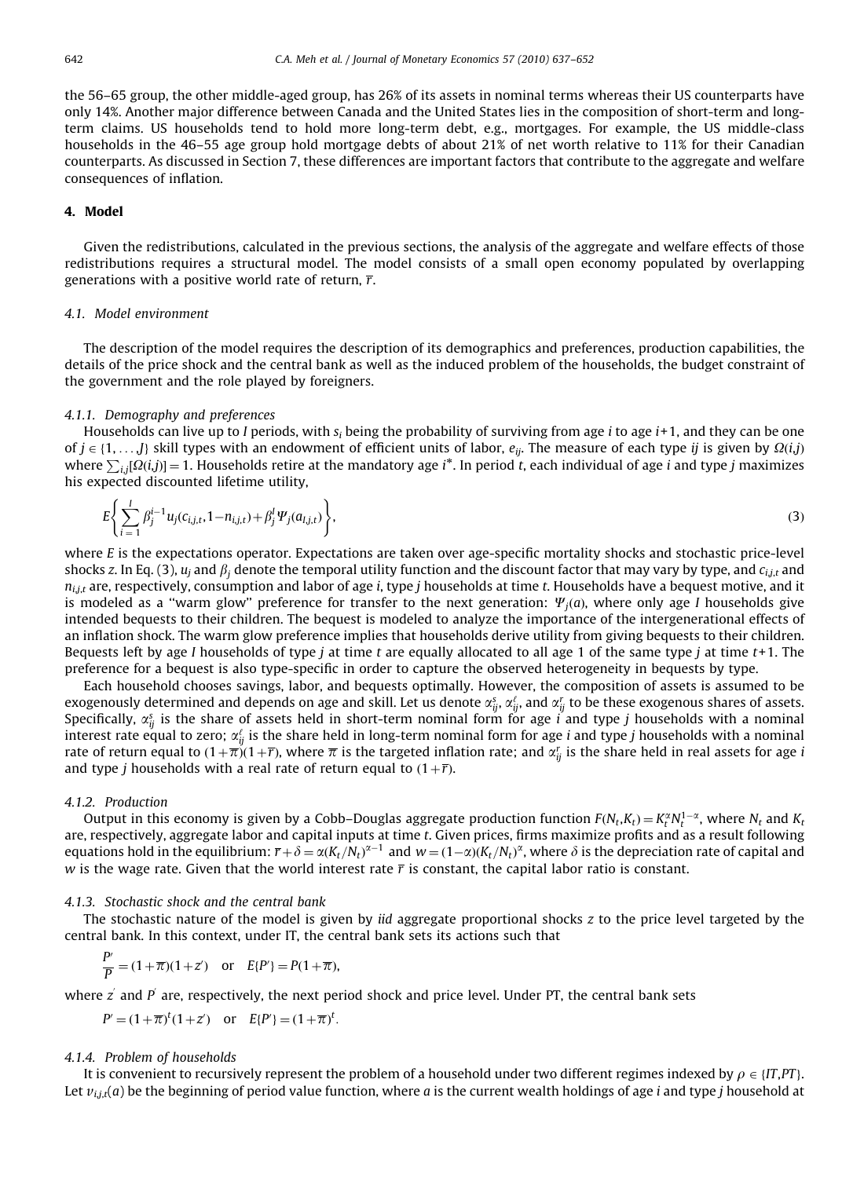the 56–65 group, the other middle-aged group, has 26% of its assets in nominal terms whereas their US counterparts have only 14%. Another major difference between Canada and the United States lies in the composition of short-term and long-term claims. US households tend to hold more long-term debt, e.g., mortgages. For example, the US middle-class households in the 46–55 age group hold mortgage debts of about 21% of net worth relative to 11% for their Canadian counterparts. As discussed in Section 7, these differences are important factors that contribute to the aggregate and welfare consequences of inflation.

## 4. Model

Given the redistributions, calculated in the previous sections, the analysis of the aggregate and welfare effects of those redistributions requires a structural model. The model consists of a small open economy populated by overlapping generations with a positive world rate of return, $\bar{r}$.

### 4.1. Model environment

The description of the model requires the description of its demographics and preferences, production capabilities, the details of the price shock and the central bank as well as the induced problem of the households, the budget constraint of the government and the role played by foreigners.

#### 4.1.1. Demography and preferences

Households can live up to $I$ periods, with $s_i$ being the probability of surviving from age $i$ to age $i+1$, and they can be one of $j \in \{1, \ldots J\}$ skill types with an endowment of efficient units of labor, $e_{ij}$. The measure of each type $ij$ is given by $\Omega(i,j)$ where $\sum_{i,j}[\Omega(i,j)] = 1$. Households retire at the mandatory age $i^*$. In period $t$, each individual of age $i$ and type $j$ maximizes his expected discounted lifetime utility,

$$E\left\{\sum_{i=1}^{I}\beta_j^{i-1}u_j(c_{i,j,t}, 1-n_{i,j,t}) + \beta_j^I \Psi_j(a_{I,j,t})\right\}, \tag{3}$$

where $E$ is the expectations operator. Expectations are taken over age-specific mortality shocks and stochastic price-level shocks $z$. In Eq. (3), $u_j$ and $\beta_j$ denote the temporal utility function and the discount factor that may vary by type, and $c_{i,j,t}$ and $n_{i,j,t}$ are, respectively, consumption and labor of age $i$, type $j$ households at time $t$. Households have a bequest motive, and it is modeled as a "warm glow" preference for transfer to the next generation: $\Psi_j(a)$, where only age $I$ households give intended bequests to their children. The bequest is modeled to analyze the importance of the intergenerational effects of an inflation shock. The warm glow preference implies that households derive utility from giving bequests to their children. Bequests left by age $I$ households of type $j$ at time $t$ are equally allocated to all age 1 of the same type $j$ at time $t+1$. The preference for a bequest is also type-specific in order to capture the observed heterogeneity in bequests by type.

Each household chooses savings, labor, and bequests optimally. However, the composition of assets is assumed to be exogenously determined and depends on age and skill. Let us denote $\alpha_{ij}^s$, $\alpha_{ij}^\ell$, and $\alpha_{ij}^r$ to be these exogenous shares of assets. Specifically, $\alpha_{ij}^s$ is the share of assets held in short-term nominal form for age $i$ and type $j$ households with a nominal interest rate equal to zero; $\alpha_{ij}^\ell$ is the share held in long-term nominal form for age $i$ and type $j$ households with a nominal rate of return equal to $(1+\bar{\pi})(1+\bar{r})$, where $\bar{\pi}$ is the targeted inflation rate; and $\alpha_{ij}^r$ is the share held in real assets for age $i$ and type $j$ households with a real rate of return equal to $(1+\bar{r})$.

#### 4.1.2. Production

Output in this economy is given by a Cobb–Douglas aggregate production function $F(N_t, K_t) = K_t^\alpha N_t^{1-\alpha}$, where $N_t$ and $K_t$ are, respectively, aggregate labor and capital inputs at time $t$. Given prices, firms maximize profits and as a result following equations hold in the equilibrium: $\bar{r}+\delta = \alpha(K_t/N_t)^{\alpha-1}$ and $w = (1-\alpha)(K_t/N_t)^\alpha$, where $\delta$ is the depreciation rate of capital and $w$ is the wage rate. Given that the world interest rate $\bar{r}$ is constant, the capital labor ratio is constant.

#### 4.1.3. Stochastic shock and the central bank

The stochastic nature of the model is given by *iid* aggregate proportional shocks $z$ to the price level targeted by the central bank. In this context, under IT, the central bank sets its actions such that

$$\frac{P'}{P} = (1+\bar{\pi})(1+z') \quad \text{or} \quad E\{P'\} = P(1+\bar{\pi}),$$

where $z'$ and $P'$ are, respectively, the next period shock and price level. Under PT, the central bank sets

$$P' = (1+\bar{\pi})^t(1+z') \quad \text{or} \quad E\{P'\} = (1+\bar{\pi})^t.$$

#### 4.1.4. Problem of households

It is convenient to recursively represent the problem of a household under two different regimes indexed by $\rho \in \{IT, PT\}$. Let $v_{i,j,t}(a)$ be the beginning of period value function, where $a$ is the current wealth holdings of age $i$ and type $j$ household at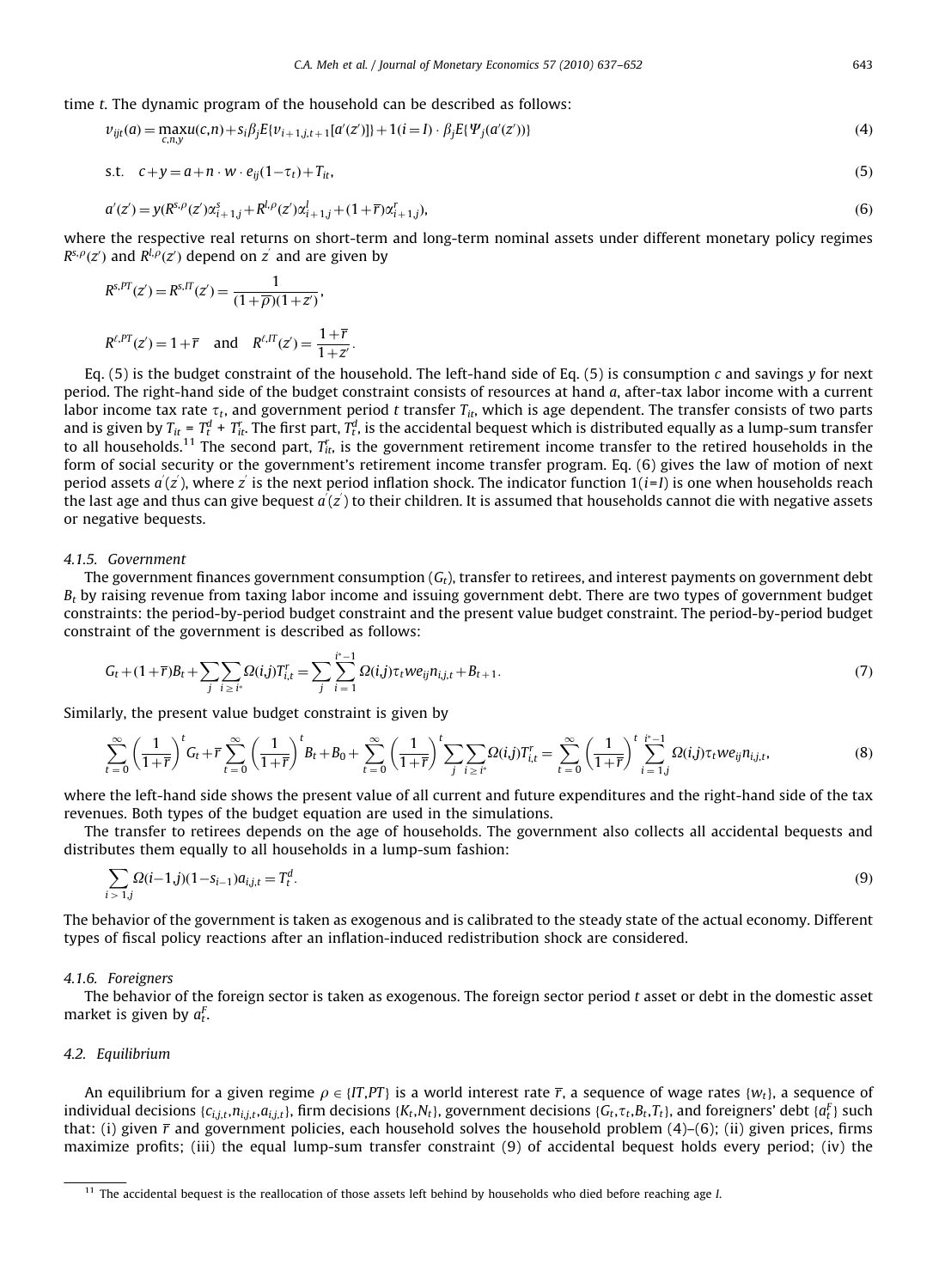time $t$. The dynamic program of the household can be described as follows:

$$v_{ijt}(a) = \max_{c,n,y} u(c,n) + s_i \beta_j E\{v_{i+1,j,t+1}[a'(z')]\} + 1(i=I) \cdot \beta_j E\{\Psi_j(a'(z'))\} \tag{4}$$

$$\text{s.t.} \quad c + y = a + n \cdot w \cdot e_{ij}(1-\tau_t) + T_{it}, \tag{5}$$

$$a'(z') = y(R^{s,\rho}(z')\alpha^s_{i+1,j} + R^{l,\rho}(z')\alpha^l_{i+1,j} + (1+\overline{r})\alpha^r_{i+1,j}), \tag{6}$$

where the respective real returns on short-term and long-term nominal assets under different monetary policy regimes $R^{s,\rho}(z')$ and $R^{l,\rho}(z')$ depend on $z'$ and are given by

$$R^{s,PT}(z') = R^{s,IT}(z') = \frac{1}{(1+\overline{\rho})(1+z')},$$

$$R^{\ell,PT}(z') = 1+\overline{r} \quad \text{and} \quad R^{\ell,IT}(z') = \frac{1+\overline{r}}{1+z'}.$$

Eq. (5) is the budget constraint of the household. The left-hand side of Eq. (5) is consumption $c$ and savings $y$ for next period. The right-hand side of the budget constraint consists of resources at hand $a$, after-tax labor income with a current labor income tax rate $\tau_t$, and government period $t$ transfer $T_{it}$, which is age dependent. The transfer consists of two parts and is given by $T_{it} = T^d_t + T^r_{it}$. The first part, $T^d_t$, is the accidental bequest which is distributed equally as a lump-sum transfer to all households.[11] The second part, $T^r_{it}$, is the government retirement income transfer to the retired households in the form of social security or the government's retirement income transfer program. Eq. (6) gives the law of motion of next period assets $a'(z')$, where $z'$ is the next period inflation shock. The indicator function $1(i=I)$ is one when households reach the last age and thus can give bequest $a'(z')$ to their children. It is assumed that households cannot die with negative assets or negative bequests.

#### 4.1.5. Government

The government finances government consumption ($G_t$), transfer to retirees, and interest payments on government debt $B_t$ by raising revenue from taxing labor income and issuing government debt. There are two types of government budget constraints: the period-by-period budget constraint and the present value budget constraint. The period-by-period budget constraint of the government is described as follows:

$$G_t + (1+\overline{r})B_t + \sum_j \sum_{i \geq i^*} \Omega(i,j) T^r_{i,t} = \sum_j \sum_{i=1}^{i^*-1} \Omega(i,j) \tau_t w e_{ij} n_{i,j,t} + B_{t+1}. \tag{7}$$

Similarly, the present value budget constraint is given by

$$\sum_{t=0}^{\infty} \left(\frac{1}{1+\overline{r}}\right)^t G_t + \overline{r} \sum_{t=0}^{\infty} \left(\frac{1}{1+\overline{r}}\right)^t B_t + B_0 + \sum_{t=0}^{\infty} \left(\frac{1}{1+\overline{r}}\right)^t \sum_j \sum_{i \geq i^*} \Omega(i,j) T^r_{i,t} = \sum_{t=0}^{\infty} \left(\frac{1}{1+\overline{r}}\right)^t \sum_{i=1,j}^{i^*-1} \Omega(i,j) \tau_t w e_{ij} n_{i,j,t}, \tag{8}$$

where the left-hand side shows the present value of all current and future expenditures and the right-hand side of the tax revenues. Both types of the budget equation are used in the simulations.

The transfer to retirees depends on the age of households. The government also collects all accidental bequests and distributes them equally to all households in a lump-sum fashion:

$$\sum_{i>1,j} \Omega(i-1,j)(1-s_{i-1}) a_{i,j,t} = T^d_t. \tag{9}$$

The behavior of the government is taken as exogenous and is calibrated to the steady state of the actual economy. Different types of fiscal policy reactions after an inflation-induced redistribution shock are considered.

#### 4.1.6. Foreigners

The behavior of the foreign sector is taken as exogenous. The foreign sector period $t$ asset or debt in the domestic asset market is given by $a^F_t$.

### 4.2. Equilibrium

An equilibrium for a given regime $\rho \in \{IT, PT\}$ is a world interest rate $\overline{r}$, a sequence of wage rates $\{w_t\}$, a sequence of individual decisions $\{c_{i,j,t}, n_{i,j,t}, a_{i,j,t}\}$, firm decisions $\{K_t, N_t\}$, government decisions $\{G_t, \tau_t, B_t, T_t\}$, and foreigners' debt $\{a^F_t\}$ such that: (i) given $\overline{r}$ and government policies, each household solves the household problem (4)–(6); (ii) given prices, firms maximize profits; (iii) the equal lump-sum transfer constraint (9) of accidental bequest holds every period; (iv) the

---

[11] The accidental bequest is the reallocation of those assets left behind by households who died before reaching age $I$.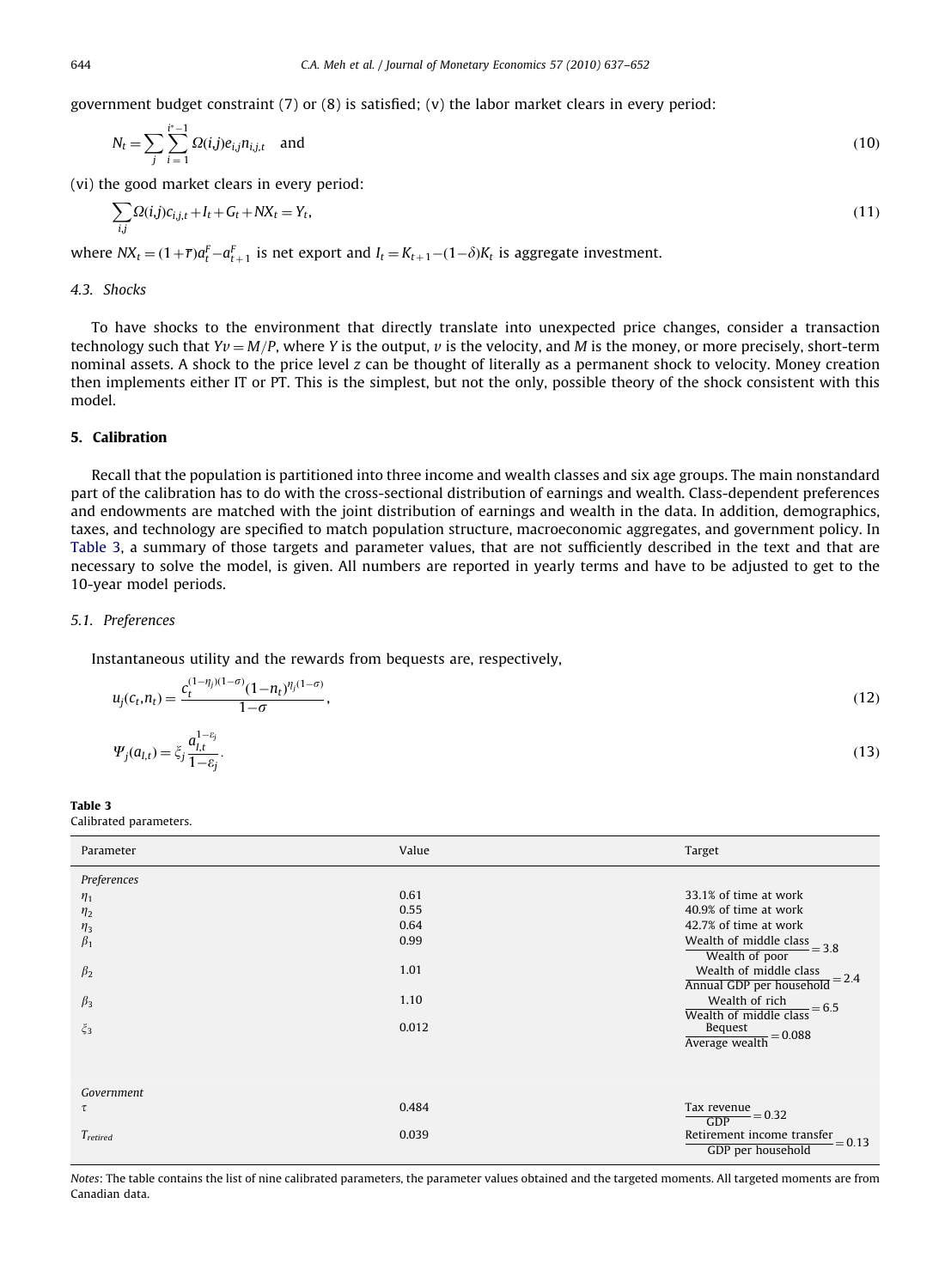government budget constraint (7) or (8) is satisfied; (v) the labor market clears in every period:

$$N_t = \sum_j \sum_{i=1}^{i^*-1} \Omega(i,j) e_{i,j} n_{i,j,t} \quad \text{and} \tag{10}$$

(vi) the good market clears in every period:

$$\sum_{i,j} \Omega(i,j) c_{i,j,t} + I_t + G_t + NX_t = Y_t, \tag{11}$$

where $NX_t = (1+\bar{r})a_t^F - a_{t+1}^F$ is net export and $I_t = K_{t+1} - (1-\delta)K_t$ is aggregate investment.

### 4.3. Shocks

To have shocks to the environment that directly translate into unexpected price changes, consider a transaction technology such that $Yv = M/P$, where $Y$ is the output, $v$ is the velocity, and $M$ is the money, or more precisely, short-term nominal assets. A shock to the price level $z$ can be thought of literally as a permanent shock to velocity. Money creation then implements either IT or PT. This is the simplest, but not the only, possible theory of the shock consistent with this model.

## 5. Calibration

Recall that the population is partitioned into three income and wealth classes and six age groups. The main nonstandard part of the calibration has to do with the cross-sectional distribution of earnings and wealth. Class-dependent preferences and endowments are matched with the joint distribution of earnings and wealth in the data. In addition, demographics, taxes, and technology are specified to match population structure, macroeconomic aggregates, and government policy. In Table 3, a summary of those targets and parameter values, that are not sufficiently described in the text and that are necessary to solve the model, is given. All numbers are reported in yearly terms and have to be adjusted to get to the 10-year model periods.

### 5.1. Preferences

Instantaneous utility and the rewards from bequests are, respectively,

$$u_j(c_t, n_t) = \frac{c_t^{(1-\eta_j)(1-\sigma)}(1-n_t)^{\eta_j(1-\sigma)}}{1-\sigma}, \tag{12}$$

$$\Psi_j(a_{I,t}) = \xi_j \frac{a_{I,t}^{1-\varepsilon_j}}{1-\varepsilon_j}. \tag{13}$$

**Table 3**
Calibrated parameters.

| Parameter | Value | Target |
|---|---|---|
| *Preferences* | | |
| $\eta_1$ | 0.61 | 33.1% of time at work |
| $\eta_2$ | 0.55 | 40.9% of time at work |
| $\eta_3$ | 0.64 | 42.7% of time at work |
| $\beta_1$ | 0.99 | $\frac{\text{Wealth of middle class}}{\text{Wealth of poor}} = 3.8$ |
| $\beta_2$ | 1.01 | $\frac{\text{Wealth of middle class}}{\text{Annual GDP per household}} = 2.4$ |
| $\beta_3$ | 1.10 | $\frac{\text{Wealth of rich}}{\text{Wealth of middle class}} = 6.5$ |
| $\xi_3$ | 0.012 | $\frac{\text{Bequest}}{\text{Average wealth}} = 0.088$ |
| *Government* | | |
| $\tau$ | 0.484 | $\frac{\text{Tax revenue}}{\text{GDP}} = 0.32$ |
| $T_{retired}$ | 0.039 | $\frac{\text{Retirement income transfer}}{\text{GDP per household}} = 0.13$ |

*Notes*: The table contains the list of nine calibrated parameters, the parameter values obtained and the targeted moments. All targeted moments are from Canadian data.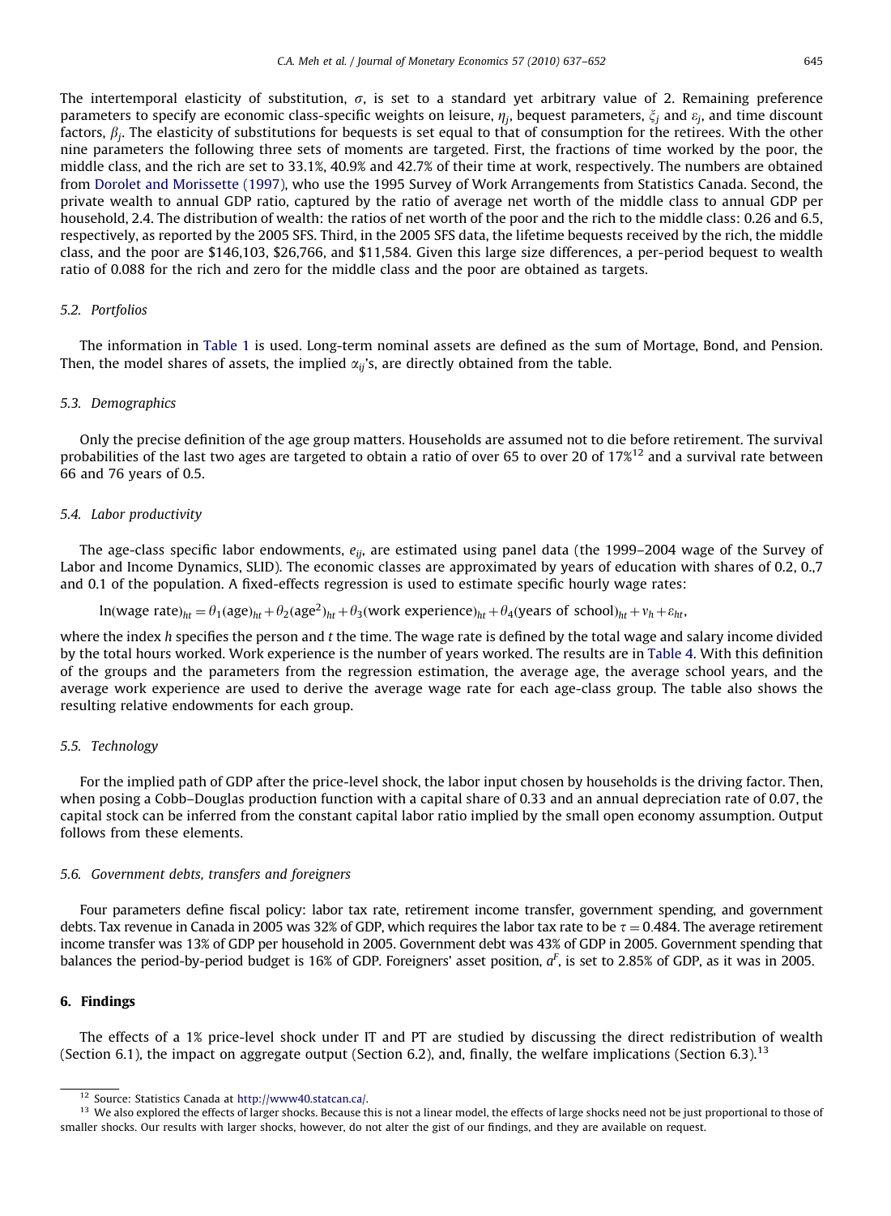The intertemporal elasticity of substitution, $\sigma$, is set to a standard yet arbitrary value of 2. Remaining preference parameters to specify are economic class-specific weights on leisure, $\eta_j$, bequest parameters, $\xi_j$ and $\varepsilon_j$, and time discount factors, $\beta_j$. The elasticity of substitutions for bequests is set equal to that of consumption for the retirees. With the other nine parameters the following three sets of moments are targeted. First, the fractions of time worked by the poor, the middle class, and the rich are set to 33.1%, 40.9% and 42.7% of their time at work, respectively. The numbers are obtained from Dorolet and Morissette (1997), who use the 1995 Survey of Work Arrangements from Statistics Canada. Second, the private wealth to annual GDP ratio, captured by the ratio of average net worth of the middle class to annual GDP per household, 2.4. The distribution of wealth: the ratios of net worth of the poor and the rich to the middle class: 0.26 and 6.5, respectively, as reported by the 2005 SFS. Third, in the 2005 SFS data, the lifetime bequests received by the rich, the middle class, and the poor are \$146,103, \$26,766, and \$11,584. Given this large size differences, a per-period bequest to wealth ratio of 0.088 for the rich and zero for the middle class and the poor are obtained as targets.

### 5.2. Portfolios

The information in Table 1 is used. Long-term nominal assets are defined as the sum of Mortage, Bond, and Pension. Then, the model shares of assets, the implied $\alpha_{ij}$'s, are directly obtained from the table.

### 5.3. Demographics

Only the precise definition of the age group matters. Households are assumed not to die before retirement. The survival probabilities of the last two ages are targeted to obtain a ratio of over 65 to over 20 of 17%[12] and a survival rate between 66 and 76 years of 0.5.

### 5.4. Labor productivity

The age-class specific labor endowments, $e_{ij}$, are estimated using panel data (the 1999–2004 wage of the Survey of Labor and Income Dynamics, SLID). The economic classes are approximated by years of education with shares of 0.2, 0.,7 and 0.1 of the population. A fixed-effects regression is used to estimate specific hourly wage rates:

$$\ln(\text{wage rate})_{ht} = \theta_1(\text{age})_{ht} + \theta_2(\text{age}^2)_{ht} + \theta_3(\text{work experience})_{ht} + \theta_4(\text{years of school})_{ht} + v_h + \varepsilon_{ht},$$

where the index $h$ specifies the person and $t$ the time. The wage rate is defined by the total wage and salary income divided by the total hours worked. Work experience is the number of years worked. The results are in Table 4. With this definition of the groups and the parameters from the regression estimation, the average age, the average school years, and the average work experience are used to derive the average wage rate for each age-class group. The table also shows the resulting relative endowments for each group.

### 5.5. Technology

For the implied path of GDP after the price-level shock, the labor input chosen by households is the driving factor. Then, when posing a Cobb–Douglas production function with a capital share of 0.33 and an annual depreciation rate of 0.07, the capital stock can be inferred from the constant capital labor ratio implied by the small open economy assumption. Output follows from these elements.

### 5.6. Government debts, transfers and foreigners

Four parameters define fiscal policy: labor tax rate, retirement income transfer, government spending, and government debts. Tax revenue in Canada in 2005 was 32% of GDP, which requires the labor tax rate to be $\tau = 0.484$. The average retirement income transfer was 13% of GDP per household in 2005. Government debt was 43% of GDP in 2005. Government spending that balances the period-by-period budget is 16% of GDP. Foreigners' asset position, $a^F$, is set to 2.85% of GDP, as it was in 2005.

## 6. Findings

The effects of a 1% price-level shock under IT and PT are studied by discussing the direct redistribution of wealth (Section 6.1), the impact on aggregate output (Section 6.2), and, finally, the welfare implications (Section 6.3).[13]

---

[12] Source: Statistics Canada at http://www40.statcan.ca/.

[13] We also explored the effects of larger shocks. Because this is not a linear model, the effects of large shocks need not be just proportional to those of smaller shocks. Our results with larger shocks, however, do not alter the gist of our findings, and they are available on request.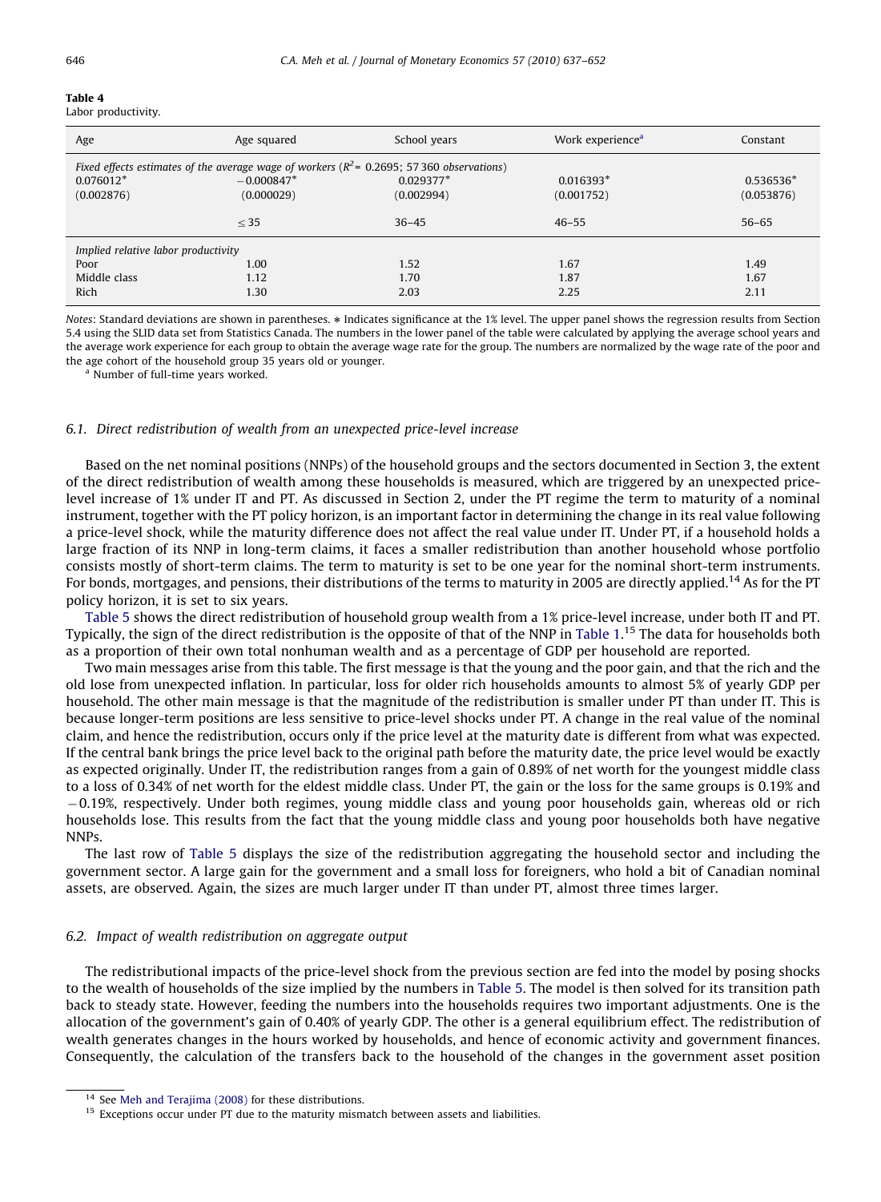**Table 4**
Labor productivity.

| Age | Age squared | School years | Work experience[a] | Constant |
|---|---|---|---|---|
| *Fixed effects estimates of the average wage of workers ($R^2$ = 0.2695; 57 360 observations)* | | | | |
| 0.076012* | −0.000847* | 0.029377* | 0.016393* | 0.536536* |
| (0.002876) | (0.000029) | (0.002994) | (0.001752) | (0.053876) |
| | ≤ 35 | 36–45 | 46–55 | 56–65 |
| *Implied relative labor productivity* | | | | |
| Poor | 1.00 | 1.52 | 1.67 | 1.49 |
| Middle class | 1.12 | 1.70 | 1.87 | 1.67 |
| Rich | 1.30 | 2.03 | 2.25 | 2.11 |

*Notes*: Standard deviations are shown in parentheses. * Indicates significance at the 1% level. The upper panel shows the regression results from Section 5.4 using the SLID data set from Statistics Canada. The numbers in the lower panel of the table were calculated by applying the average school years and the average work experience for each group to obtain the average wage rate for the group. The numbers are normalized by the wage rate of the poor and the age cohort of the household group 35 years old or younger.

[a] Number of full-time years worked.

### 6.1. Direct redistribution of wealth from an unexpected price-level increase

Based on the net nominal positions (NNPs) of the household groups and the sectors documented in Section 3, the extent of the direct redistribution of wealth among these households is measured, which are triggered by an unexpected price-level increase of 1% under IT and PT. As discussed in Section 2, under the PT regime the term to maturity of a nominal instrument, together with the PT policy horizon, is an important factor in determining the change in its real value following a price-level shock, while the maturity difference does not affect the real value under IT. Under PT, if a household holds a large fraction of its NNP in long-term claims, it faces a smaller redistribution than another household whose portfolio consists mostly of short-term claims. The term to maturity is set to be one year for the nominal short-term instruments. For bonds, mortgages, and pensions, their distributions of the terms to maturity in 2005 are directly applied.[14] As for the PT policy horizon, it is set to six years.

Table 5 shows the direct redistribution of household group wealth from a 1% price-level increase, under both IT and PT. Typically, the sign of the direct redistribution is the opposite of that of the NNP in Table 1.[15] The data for households both as a proportion of their own total nonhuman wealth and as a percentage of GDP per household are reported.

Two main messages arise from this table. The first message is that the young and the poor gain, and that the rich and the old lose from unexpected inflation. In particular, loss for older rich households amounts to almost 5% of yearly GDP per household. The other main message is that the magnitude of the redistribution is smaller under PT than under IT. This is because longer-term positions are less sensitive to price-level shocks under PT. A change in the real value of the nominal claim, and hence the redistribution, occurs only if the price level at the maturity date is different from what was expected. If the central bank brings the price level back to the original path before the maturity date, the price level would be exactly as expected originally. Under IT, the redistribution ranges from a gain of 0.89% of net worth for the youngest middle class to a loss of 0.34% of net worth for the eldest middle class. Under PT, the gain or the loss for the same groups is 0.19% and −0.19%, respectively. Under both regimes, young middle class and young poor households gain, whereas old or rich households lose. This results from the fact that the young middle class and young poor households both have negative NNPs.

The last row of Table 5 displays the size of the redistribution aggregating the household sector and including the government sector. A large gain for the government and a small loss for foreigners, who hold a bit of Canadian nominal assets, are observed. Again, the sizes are much larger under IT than under PT, almost three times larger.

### 6.2. Impact of wealth redistribution on aggregate output

The redistributional impacts of the price-level shock from the previous section are fed into the model by posing shocks to the wealth of households of the size implied by the numbers in Table 5. The model is then solved for its transition path back to steady state. However, feeding the numbers into the households requires two important adjustments. One is the allocation of the government's gain of 0.40% of yearly GDP. The other is a general equilibrium effect. The redistribution of wealth generates changes in the hours worked by households, and hence of economic activity and government finances. Consequently, the calculation of the transfers back to the household of the changes in the government asset position

[14] See Meh and Terajima (2008) for these distributions.

[15] Exceptions occur under PT due to the maturity mismatch between assets and liabilities.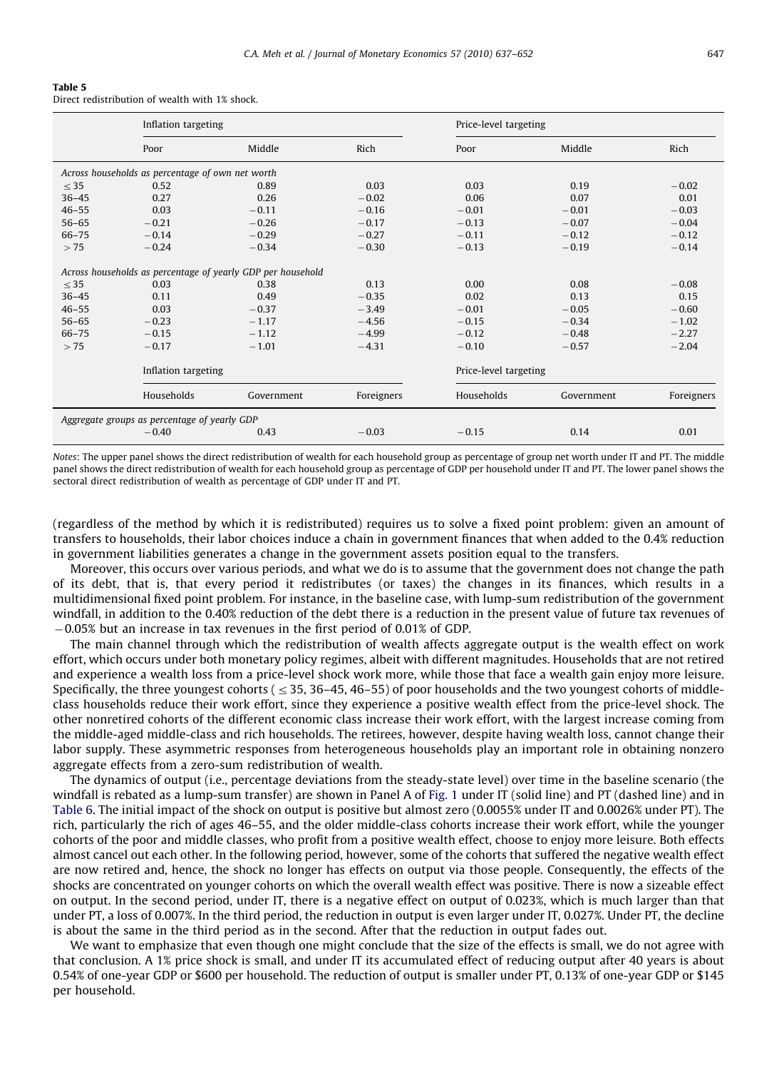**Table 5**
Direct redistribution of wealth with 1% shock.

| | Inflation targeting | | | Price-level targeting | | |
|---|---|---|---|---|---|---|
| | Poor | Middle | Rich | Poor | Middle | Rich |
| *Across households as percentage of own net worth* | | | | | | |
| ≤35 | 0.52 | 0.89 | 0.03 | 0.03 | 0.19 | −0.02 |
| 36–45 | 0.27 | 0.26 | −0.02 | 0.06 | 0.07 | 0.01 |
| 46–55 | 0.03 | −0.11 | −0.16 | −0.01 | −0.01 | −0.03 |
| 56–65 | −0.21 | −0.26 | −0.17 | −0.13 | −0.07 | −0.04 |
| 66–75 | −0.14 | −0.29 | −0.27 | −0.11 | −0.12 | −0.12 |
| >75 | −0.24 | −0.34 | −0.30 | −0.13 | −0.19 | −0.14 |
| *Across households as percentage of yearly GDP per household* | | | | | | |
| ≤35 | 0.03 | 0.38 | 0.13 | 0.00 | 0.08 | −0.08 |
| 36–45 | 0.11 | 0.49 | −0.35 | 0.02 | 0.13 | 0.15 |
| 46–55 | 0.03 | −0.37 | −3.49 | −0.01 | −0.05 | −0.60 |
| 56–65 | −0.23 | −1.17 | −4.56 | −0.15 | −0.34 | −1.02 |
| 66–75 | −0.15 | −1.12 | −4.99 | −0.12 | −0.48 | −2.27 |
| >75 | −0.17 | −1.01 | −4.31 | −0.10 | −0.57 | −2.04 |
| | Inflation targeting | | | Price-level targeting | | |
| | Households | Government | Foreigners | Households | Government | Foreigners |
| *Aggregate groups as percentage of yearly GDP* | | | | | | |
| | −0.40 | 0.43 | −0.03 | −0.15 | 0.14 | 0.01 |

*Notes*: The upper panel shows the direct redistribution of wealth for each household group as percentage of group net worth under IT and PT. The middle panel shows the direct redistribution of wealth for each household group as percentage of GDP per household under IT and PT. The lower panel shows the sectoral direct redistribution of wealth as percentage of GDP under IT and PT.

(regardless of the method by which it is redistributed) requires us to solve a fixed point problem: given an amount of transfers to households, their labor choices induce a chain in government finances that when added to the 0.4% reduction in government liabilities generates a change in the government assets position equal to the transfers.

Moreover, this occurs over various periods, and what we do is to assume that the government does not change the path of its debt, that is, that every period it redistributes (or taxes) the changes in its finances, which results in a multidimensional fixed point problem. For instance, in the baseline case, with lump-sum redistribution of the government windfall, in addition to the 0.40% reduction of the debt there is a reduction in the present value of future tax revenues of −0.05% but an increase in tax revenues in the first period of 0.01% of GDP.

The main channel through which the redistribution of wealth affects aggregate output is the wealth effect on work effort, which occurs under both monetary policy regimes, albeit with different magnitudes. Households that are not retired and experience a wealth loss from a price-level shock work more, while those that face a wealth gain enjoy more leisure. Specifically, the three youngest cohorts (≤35, 36–45, 46–55) of poor households and the two youngest cohorts of middle-class households reduce their work effort, since they experience a positive wealth effect from the price-level shock. The other nonretired cohorts of the different economic class increase their work effort, with the largest increase coming from the middle-aged middle-class and rich households. The retirees, however, despite having wealth loss, cannot change their labor supply. These asymmetric responses from heterogeneous households play an important role in obtaining nonzero aggregate effects from a zero-sum redistribution of wealth.

The dynamics of output (i.e., percentage deviations from the steady-state level) over time in the baseline scenario (the windfall is rebated as a lump-sum transfer) are shown in Panel A of Fig. 1 under IT (solid line) and PT (dashed line) and in Table 6. The initial impact of the shock on output is positive but almost zero (0.0055% under IT and 0.0026% under PT). The rich, particularly the rich of ages 46–55, and the older middle-class cohorts increase their work effort, while the younger cohorts of the poor and middle classes, who profit from a positive wealth effect, choose to enjoy more leisure. Both effects almost cancel out each other. In the following period, however, some of the cohorts that suffered the negative wealth effect are now retired and, hence, the shock no longer has effects on output via those people. Consequently, the effects of the shocks are concentrated on younger cohorts on which the overall wealth effect was positive. There is now a sizeable effect on output. In the second period, under IT, there is a negative effect on output of 0.023%, which is much larger than that under PT, a loss of 0.007%. In the third period, the reduction in output is even larger under IT, 0.027%. Under PT, the decline is about the same in the third period as in the second. After that the reduction in output fades out.

We want to emphasize that even though one might conclude that the size of the effects is small, we do not agree with that conclusion. A 1% price shock is small, and under IT its accumulated effect of reducing output after 40 years is about 0.54% of one-year GDP or $600 per household. The reduction of output is smaller under PT, 0.13% of one-year GDP or $145 per household.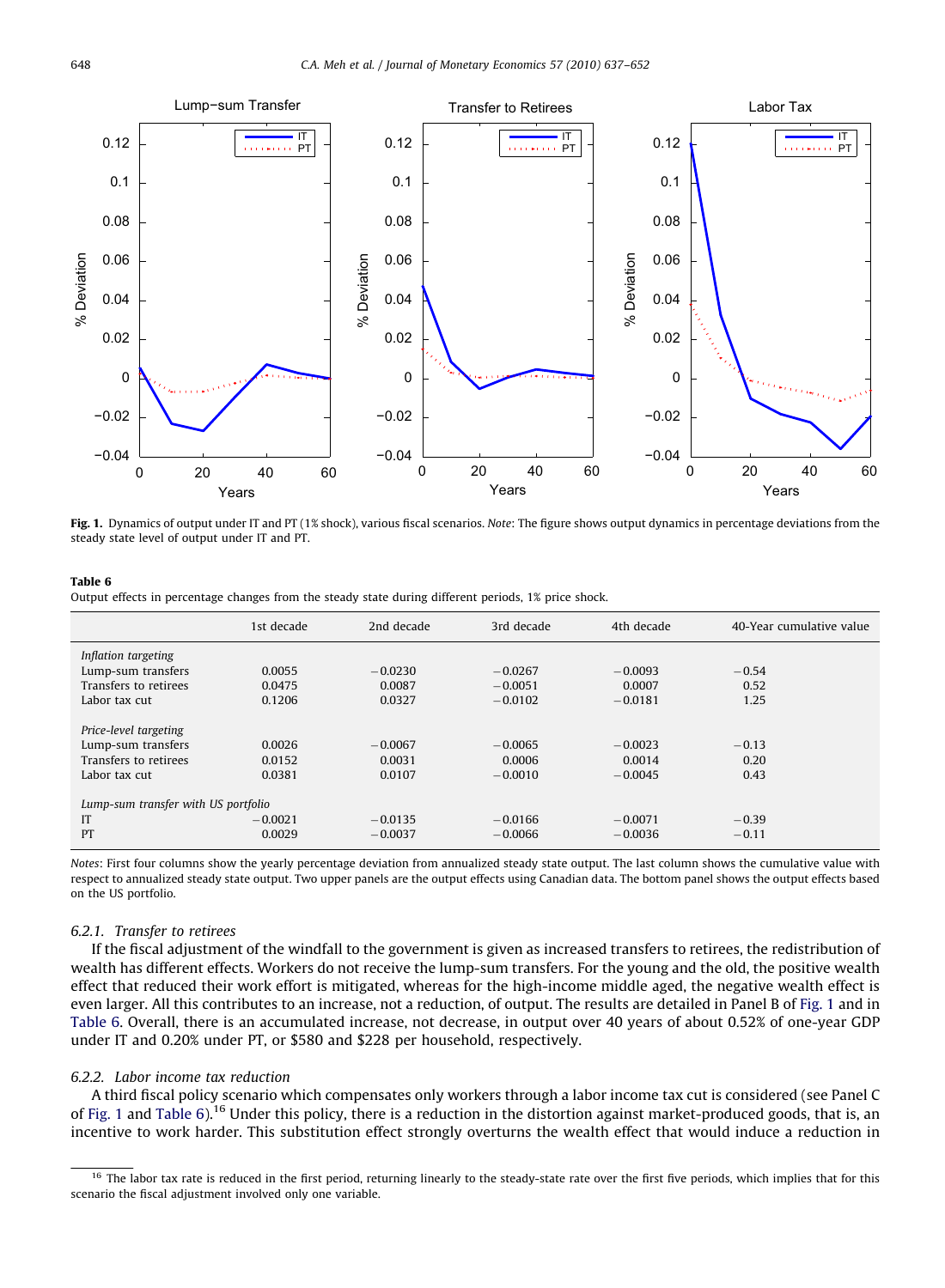**Fig. 1.** Dynamics of output under IT and PT (1% shock), various fiscal scenarios. *Note*: The figure shows output dynamics in percentage deviations from the steady state level of output under IT and PT.

**Table 6**
Output effects in percentage changes from the steady state during different periods, 1% price shock.

| | 1st decade | 2nd decade | 3rd decade | 4th decade | 40-Year cumulative value |
|---|---|---|---|---|---|
| *Inflation targeting* | | | | | |
| Lump-sum transfers | 0.0055 | −0.0230 | −0.0267 | −0.0093 | −0.54 |
| Transfers to retirees | 0.0475 | 0.0087 | −0.0051 | 0.0007 | 0.52 |
| Labor tax cut | 0.1206 | 0.0327 | −0.0102 | −0.0181 | 1.25 |
| *Price-level targeting* | | | | | |
| Lump-sum transfers | 0.0026 | −0.0067 | −0.0065 | −0.0023 | −0.13 |
| Transfers to retirees | 0.0152 | 0.0031 | 0.0006 | 0.0014 | 0.20 |
| Labor tax cut | 0.0381 | 0.0107 | −0.0010 | −0.0045 | 0.43 |
| *Lump-sum transfer with US portfolio* | | | | | |
| IT | −0.0021 | −0.0135 | −0.0166 | −0.0071 | −0.39 |
| PT | 0.0029 | −0.0037 | −0.0066 | −0.0036 | −0.11 |

*Notes*: First four columns show the yearly percentage deviation from annualized steady state output. The last column shows the cumulative value with respect to annualized steady state output. Two upper panels are the output effects using Canadian data. The bottom panel shows the output effects based on the US portfolio.

### 6.2.1. Transfer to retirees

If the fiscal adjustment of the windfall to the government is given as increased transfers to retirees, the redistribution of wealth has different effects. Workers do not receive the lump-sum transfers. For the young and the old, the positive wealth effect that reduced their work effort is mitigated, whereas for the high-income middle aged, the negative wealth effect is even larger. All this contributes to an increase, not a reduction, of output. The results are detailed in Panel B of Fig. 1 and in Table 6. Overall, there is an accumulated increase, not decrease, in output over 40 years of about 0.52% of one-year GDP under IT and 0.20% under PT, or \$580 and \$228 per household, respectively.

### 6.2.2. Labor income tax reduction

A third fiscal policy scenario which compensates only workers through a labor income tax cut is considered (see Panel C of Fig. 1 and Table 6).[16] Under this policy, there is a reduction in the distortion against market-produced goods, that is, an incentive to work harder. This substitution effect strongly overturns the wealth effect that would induce a reduction in

[16] The labor tax rate is reduced in the first period, returning linearly to the steady-state rate over the first five periods, which implies that for this scenario the fiscal adjustment involved only one variable.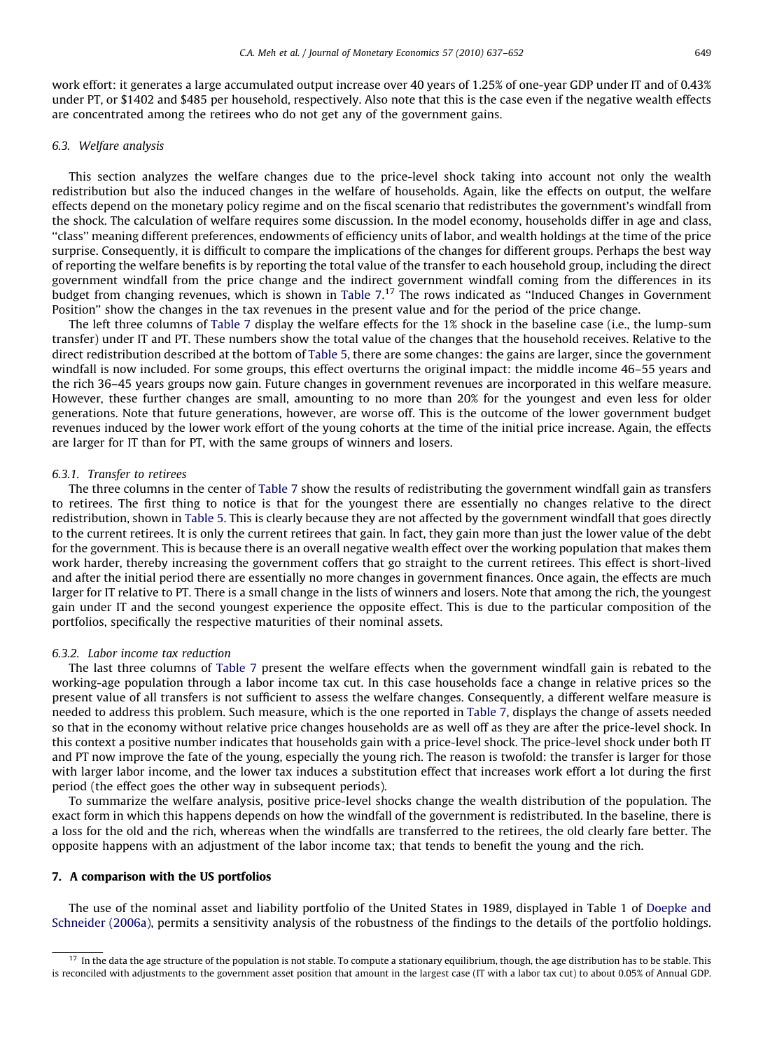work effort: it generates a large accumulated output increase over 40 years of 1.25% of one-year GDP under IT and of 0.43% under PT, or $1402 and $485 per household, respectively. Also note that this is the case even if the negative wealth effects are concentrated among the retirees who do not get any of the government gains.

### 6.3. Welfare analysis

This section analyzes the welfare changes due to the price-level shock taking into account not only the wealth redistribution but also the induced changes in the welfare of households. Again, like the effects on output, the welfare effects depend on the monetary policy regime and on the fiscal scenario that redistributes the government's windfall from the shock. The calculation of welfare requires some discussion. In the model economy, households differ in age and class, ''class'' meaning different preferences, endowments of efficiency units of labor, and wealth holdings at the time of the price surprise. Consequently, it is difficult to compare the implications of the changes for different groups. Perhaps the best way of reporting the welfare benefits is by reporting the total value of the transfer to each household group, including the direct government windfall from the price change and the indirect government windfall coming from the differences in its budget from changing revenues, which is shown in Table 7.[17] The rows indicated as ''Induced Changes in Government Position'' show the changes in the tax revenues in the present value and for the period of the price change.

The left three columns of Table 7 display the welfare effects for the 1% shock in the baseline case (i.e., the lump-sum transfer) under IT and PT. These numbers show the total value of the changes that the household receives. Relative to the direct redistribution described at the bottom of Table 5, there are some changes: the gains are larger, since the government windfall is now included. For some groups, this effect overturns the original impact: the middle income 46–55 years and the rich 36–45 years groups now gain. Future changes in government revenues are incorporated in this welfare measure. However, these further changes are small, amounting to no more than 20% for the youngest and even less for older generations. Note that future generations, however, are worse off. This is the outcome of the lower government budget revenues induced by the lower work effort of the young cohorts at the time of the initial price increase. Again, the effects are larger for IT than for PT, with the same groups of winners and losers.

#### 6.3.1. Transfer to retirees

The three columns in the center of Table 7 show the results of redistributing the government windfall gain as transfers to retirees. The first thing to notice is that for the youngest there are essentially no changes relative to the direct redistribution, shown in Table 5. This is clearly because they are not affected by the government windfall that goes directly to the current retirees. It is only the current retirees that gain. In fact, they gain more than just the lower value of the debt for the government. This is because there is an overall negative wealth effect over the working population that makes them work harder, thereby increasing the government coffers that go straight to the current retirees. This effect is short-lived and after the initial period there are essentially no more changes in government finances. Once again, the effects are much larger for IT relative to PT. There is a small change in the lists of winners and losers. Note that among the rich, the youngest gain under IT and the second youngest experience the opposite effect. This is due to the particular composition of the portfolios, specifically the respective maturities of their nominal assets.

#### 6.3.2. Labor income tax reduction

The last three columns of Table 7 present the welfare effects when the government windfall gain is rebated to the working-age population through a labor income tax cut. In this case households face a change in relative prices so the present value of all transfers is not sufficient to assess the welfare changes. Consequently, a different welfare measure is needed to address this problem. Such measure, which is the one reported in Table 7, displays the change of assets needed so that in the economy without relative price changes households are as well off as they are after the price-level shock. In this context a positive number indicates that households gain with a price-level shock. The price-level shock under both IT and PT now improve the fate of the young, especially the young rich. The reason is twofold: the transfer is larger for those with larger labor income, and the lower tax induces a substitution effect that increases work effort a lot during the first period (the effect goes the other way in subsequent periods).

To summarize the welfare analysis, positive price-level shocks change the wealth distribution of the population. The exact form in which this happens depends on how the windfall of the government is redistributed. In the baseline, there is a loss for the old and the rich, whereas when the windfalls are transferred to the retirees, the old clearly fare better. The opposite happens with an adjustment of the labor income tax; that tends to benefit the young and the rich.

## 7. A comparison with the US portfolios

The use of the nominal asset and liability portfolio of the United States in 1989, displayed in Table 1 of Doepke and Schneider (2006a), permits a sensitivity analysis of the robustness of the findings to the details of the portfolio holdings.

---

[17] In the data the age structure of the population is not stable. To compute a stationary equilibrium, though, the age distribution has to be stable. This is reconciled with adjustments to the government asset position that amount in the largest case (IT with a labor tax cut) to about 0.05% of Annual GDP.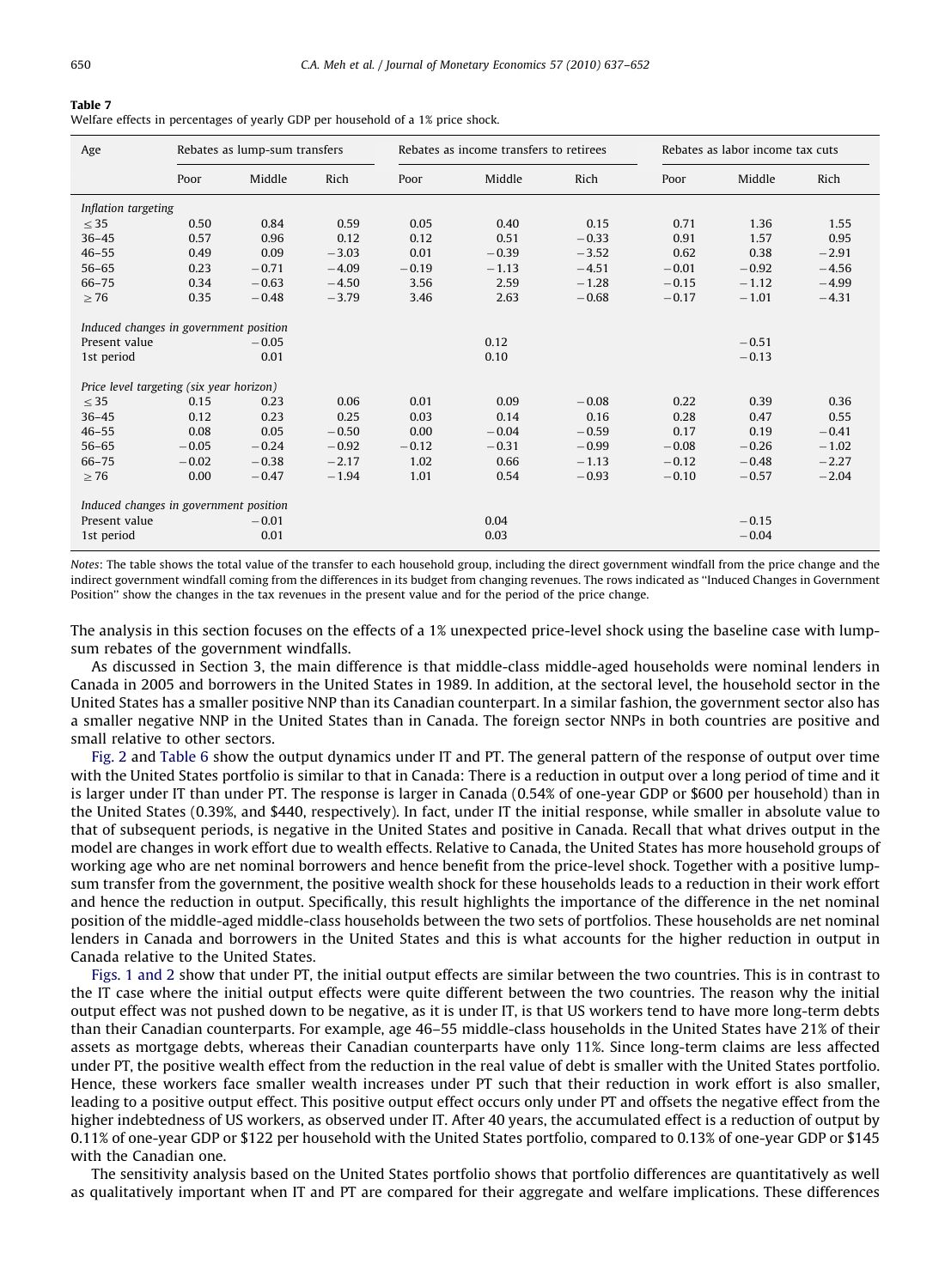**Table 7**
Welfare effects in percentages of yearly GDP per household of a 1% price shock.

| Age | Rebates as lump-sum transfers | | | Rebates as income transfers to retirees | | | Rebates as labor income tax cuts | | |
|---|---|---|---|---|---|---|---|---|---|
| | Poor | Middle | Rich | Poor | Middle | Rich | Poor | Middle | Rich |
| *Inflation targeting* | | | | | | | | | |
| ≤ 35 | 0.50 | 0.84 | 0.59 | 0.05 | 0.40 | 0.15 | 0.71 | 1.36 | 1.55 |
| 36–45 | 0.57 | 0.96 | 0.12 | 0.12 | 0.51 | −0.33 | 0.91 | 1.57 | 0.95 |
| 46–55 | 0.49 | 0.09 | −3.03 | 0.01 | −0.39 | −3.52 | 0.62 | 0.38 | −2.91 |
| 56–65 | 0.23 | −0.71 | −4.09 | −0.19 | −1.13 | −4.51 | −0.01 | −0.92 | −4.56 |
| 66–75 | 0.34 | −0.63 | −4.50 | 3.56 | 2.59 | −1.28 | −0.15 | −1.12 | −4.99 |
| ≥ 76 | 0.35 | −0.48 | −3.79 | 3.46 | 2.63 | −0.68 | −0.17 | −1.01 | −4.31 |
| *Induced changes in government position* | | | | | | | | | |
| Present value | | −0.05 | | | 0.12 | | | −0.51 | |
| 1st period | | 0.01 | | | 0.10 | | | −0.13 | |
| *Price level targeting (six year horizon)* | | | | | | | | | |
| ≤ 35 | 0.15 | 0.23 | 0.06 | 0.01 | 0.09 | −0.08 | 0.22 | 0.39 | 0.36 |
| 36–45 | 0.12 | 0.23 | 0.25 | 0.03 | 0.14 | 0.16 | 0.28 | 0.47 | 0.55 |
| 46–55 | 0.08 | 0.05 | −0.50 | 0.00 | −0.04 | −0.59 | 0.17 | 0.19 | −0.41 |
| 56–65 | −0.05 | −0.24 | −0.92 | −0.12 | −0.31 | −0.99 | −0.08 | −0.26 | −1.02 |
| 66–75 | −0.02 | −0.38 | −2.17 | 1.02 | 0.66 | −1.13 | −0.12 | −0.48 | −2.27 |
| ≥ 76 | 0.00 | −0.47 | −1.94 | 1.01 | 0.54 | −0.93 | −0.10 | −0.57 | −2.04 |
| *Induced changes in government position* | | | | | | | | | |
| Present value | | −0.01 | | | 0.04 | | | −0.15 | |
| 1st period | | 0.01 | | | 0.03 | | | −0.04 | |

*Notes*: The table shows the total value of the transfer to each household group, including the direct government windfall from the price change and the indirect government windfall coming from the differences in its budget from changing revenues. The rows indicated as ''Induced Changes in Government Position'' show the changes in the tax revenues in the present value and for the period of the price change.

The analysis in this section focuses on the effects of a 1% unexpected price-level shock using the baseline case with lump-sum rebates of the government windfalls.

As discussed in Section 3, the main difference is that middle-class middle-aged households were nominal lenders in Canada in 2005 and borrowers in the United States in 1989. In addition, at the sectoral level, the household sector in the United States has a smaller positive NNP than its Canadian counterpart. In a similar fashion, the government sector also has a smaller negative NNP in the United States than in Canada. The foreign sector NNPs in both countries are positive and small relative to other sectors.

Fig. 2 and Table 6 show the output dynamics under IT and PT. The general pattern of the response of output over time with the United States portfolio is similar to that in Canada: There is a reduction in output over a long period of time and it is larger under IT than under PT. The response is larger in Canada (0.54% of one-year GDP or $600 per household) than in the United States (0.39%, and $440, respectively). In fact, under IT the initial response, while smaller in absolute value to that of subsequent periods, is negative in the United States and positive in Canada. Recall that what drives output in the model are changes in work effort due to wealth effects. Relative to Canada, the United States has more household groups of working age who are net nominal borrowers and hence benefit from the price-level shock. Together with a positive lump-sum transfer from the government, the positive wealth shock for these households leads to a reduction in their work effort and hence the reduction in output. Specifically, this result highlights the importance of the difference in the net nominal position of the middle-aged middle-class households between the two sets of portfolios. These households are net nominal lenders in Canada and borrowers in the United States and this is what accounts for the higher reduction in output in Canada relative to the United States.

Figs. 1 and 2 show that under PT, the initial output effects are similar between the two countries. This is in contrast to the IT case where the initial output effects were quite different between the two countries. The reason why the initial output effect was not pushed down to be negative, as it is under IT, is that US workers tend to have more long-term debts than their Canadian counterparts. For example, age 46–55 middle-class households in the United States have 21% of their assets as mortgage debts, whereas their Canadian counterparts have only 11%. Since long-term claims are less affected under PT, the positive wealth effect from the reduction in the real value of debt is smaller with the United States portfolio. Hence, these workers face smaller wealth increases under PT such that their reduction in work effort is also smaller, leading to a positive output effect. This positive output effect occurs only under PT and offsets the negative effect from the higher indebtedness of US workers, as observed under IT. After 40 years, the accumulated effect is a reduction of output by 0.11% of one-year GDP or $122 per household with the United States portfolio, compared to 0.13% of one-year GDP or $145 with the Canadian one.

The sensitivity analysis based on the United States portfolio shows that portfolio differences are quantitatively as well as qualitatively important when IT and PT are compared for their aggregate and welfare implications. These differences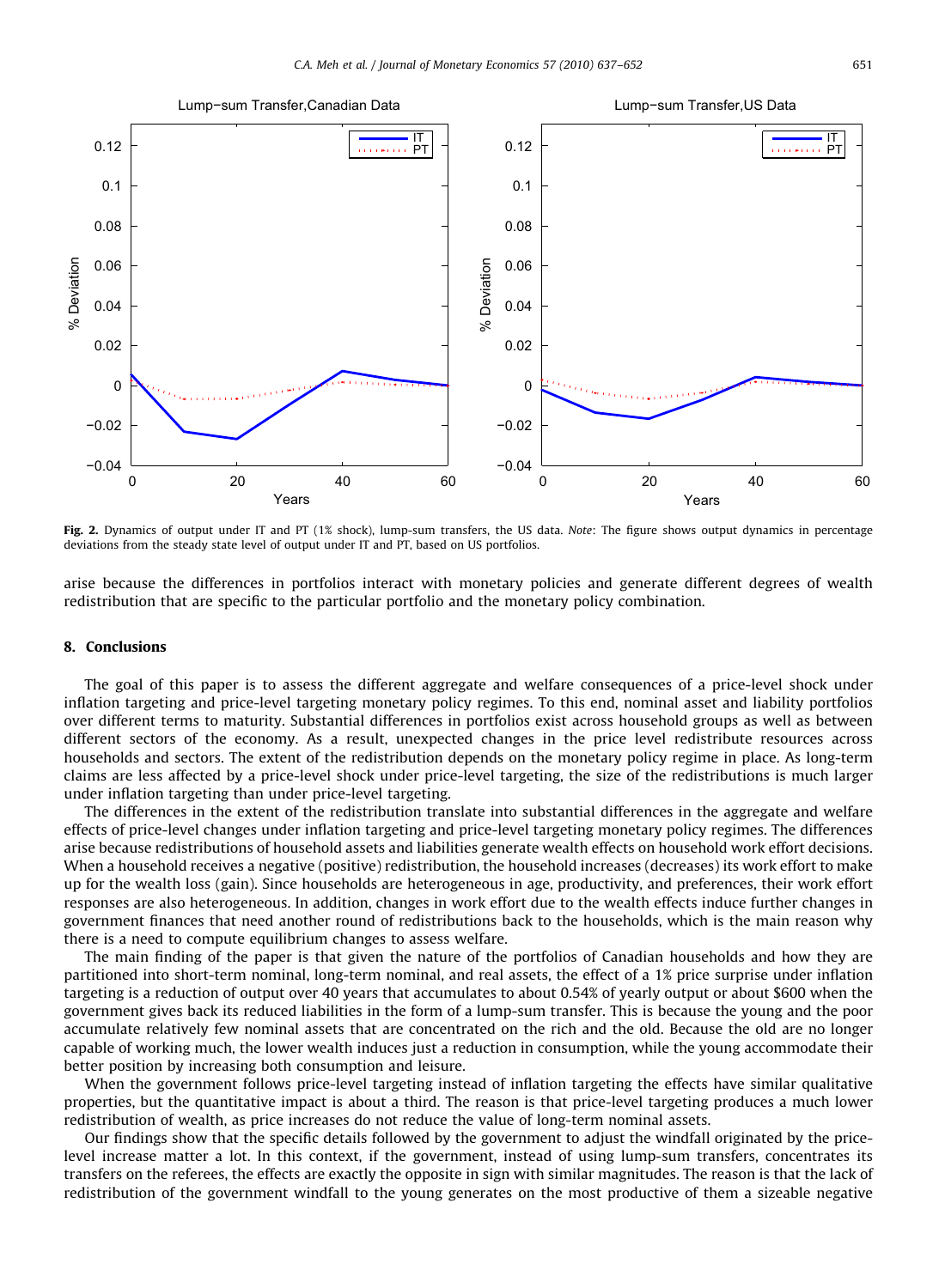Lump−sum Transfer,Canadian Data

IT
PT

0.12
0.1
0.08
0.06
0.04
0.02
0
−0.02
−0.04

% Deviation

0
20
40
60

Years

Lump−sum Transfer,US Data

IT
PT

0.12
0.1
0.08
0.06
0.04
0.02
0
−0.02
−0.04

% Deviation

0
20
40
60

Years

**Fig. 2.** Dynamics of output under IT and PT (1% shock), lump-sum transfers, the US data. *Note*: The figure shows output dynamics in percentage deviations from the steady state level of output under IT and PT, based on US portfolios.

arise because the differences in portfolios interact with monetary policies and generate different degrees of wealth redistribution that are specific to the particular portfolio and the monetary policy combination.

## 8. Conclusions

The goal of this paper is to assess the different aggregate and welfare consequences of a price-level shock under inflation targeting and price-level targeting monetary policy regimes. To this end, nominal asset and liability portfolios over different terms to maturity. Substantial differences in portfolios exist across household groups as well as between different sectors of the economy. As a result, unexpected changes in the price level redistribute resources across households and sectors. The extent of the redistribution depends on the monetary policy regime in place. As long-term claims are less affected by a price-level shock under price-level targeting, the size of the redistributions is much larger under inflation targeting than under price-level targeting.

The differences in the extent of the redistribution translate into substantial differences in the aggregate and welfare effects of price-level changes under inflation targeting and price-level targeting monetary policy regimes. The differences arise because redistributions of household assets and liabilities generate wealth effects on household work effort decisions. When a household receives a negative (positive) redistribution, the household increases (decreases) its work effort to make up for the wealth loss (gain). Since households are heterogeneous in age, productivity, and preferences, their work effort responses are also heterogeneous. In addition, changes in work effort due to the wealth effects induce further changes in government finances that need another round of redistributions back to the households, which is the main reason why there is a need to compute equilibrium changes to assess welfare.

The main finding of the paper is that given the nature of the portfolios of Canadian households and how they are partitioned into short-term nominal, long-term nominal, and real assets, the effect of a 1% price surprise under inflation targeting is a reduction of output over 40 years that accumulates to about 0.54% of yearly output or about \$600 when the government gives back its reduced liabilities in the form of a lump-sum transfer. This is because the young and the poor accumulate relatively few nominal assets that are concentrated on the rich and the old. Because the old are no longer capable of working much, the lower wealth induces just a reduction in consumption, while the young accommodate their better position by increasing both consumption and leisure.

When the government follows price-level targeting instead of inflation targeting the effects have similar qualitative properties, but the quantitative impact is about a third. The reason is that price-level targeting produces a much lower redistribution of wealth, as price increases do not reduce the value of long-term nominal assets.

Our findings show that the specific details followed by the government to adjust the windfall originated by the price-level increase matter a lot. In this context, if the government, instead of using lump-sum transfers, concentrates its transfers on the referees, the effects are exactly the opposite in sign with similar magnitudes. The reason is that the lack of redistribution of the government windfall to the young generates on the most productive of them a sizeable negative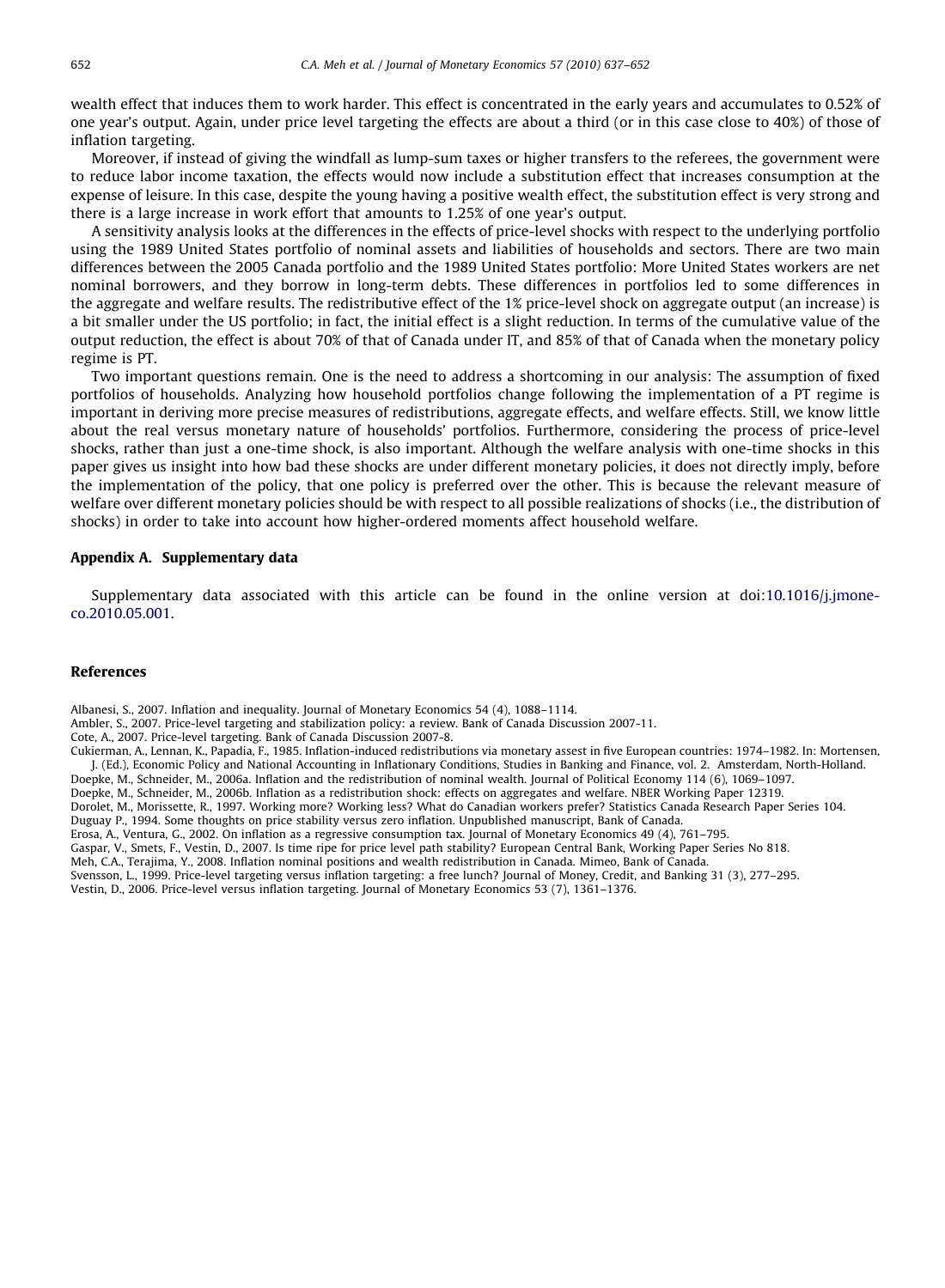wealth effect that induces them to work harder. This effect is concentrated in the early years and accumulates to 0.52% of one year's output. Again, under price level targeting the effects are about a third (or in this case close to 40%) of those of inflation targeting.

Moreover, if instead of giving the windfall as lump-sum taxes or higher transfers to the referees, the government were to reduce labor income taxation, the effects would now include a substitution effect that increases consumption at the expense of leisure. In this case, despite the young having a positive wealth effect, the substitution effect is very strong and there is a large increase in work effort that amounts to 1.25% of one year's output.

A sensitivity analysis looks at the differences in the effects of price-level shocks with respect to the underlying portfolio using the 1989 United States portfolio of nominal assets and liabilities of households and sectors. There are two main differences between the 2005 Canada portfolio and the 1989 United States portfolio: More United States workers are net nominal borrowers, and they borrow in long-term debts. These differences in portfolios led to some differences in the aggregate and welfare results. The redistributive effect of the 1% price-level shock on aggregate output (an increase) is a bit smaller under the US portfolio; in fact, the initial effect is a slight reduction. In terms of the cumulative value of the output reduction, the effect is about 70% of that of Canada under IT, and 85% of that of Canada when the monetary policy regime is PT.

Two important questions remain. One is the need to address a shortcoming in our analysis: The assumption of fixed portfolios of households. Analyzing how household portfolios change following the implementation of a PT regime is important in deriving more precise measures of redistributions, aggregate effects, and welfare effects. Still, we know little about the real versus monetary nature of households' portfolios. Furthermore, considering the process of price-level shocks, rather than just a one-time shock, is also important. Although the welfare analysis with one-time shocks in this paper gives us insight into how bad these shocks are under different monetary policies, it does not directly imply, before the implementation of the policy, that one policy is preferred over the other. This is because the relevant measure of welfare over different monetary policies should be with respect to all possible realizations of shocks (i.e., the distribution of shocks) in order to take into account how higher-ordered moments affect household welfare.

## Appendix A. Supplementary data

Supplementary data associated with this article can be found in the online version at doi:10.1016/j.jmoneco.2010.05.001.

## References

Albanesi, S., 2007. Inflation and inequality. Journal of Monetary Economics 54 (4), 1088–1114.

Ambler, S., 2007. Price-level targeting and stabilization policy: a review. Bank of Canada Discussion 2007-11.

Cote, A., 2007. Price-level targeting. Bank of Canada Discussion 2007-8.

Cukierman, A., Lennan, K., Papadia, F., 1985. Inflation-induced redistributions via monetary assest in five European countries: 1974–1982. In: Mortensen, J. (Ed.), Economic Policy and National Accounting in Inflationary Conditions, Studies in Banking and Finance, vol. 2. Amsterdam, North-Holland.

Doepke, M., Schneider, M., 2006a. Inflation and the redistribution of nominal wealth. Journal of Political Economy 114 (6), 1069–1097.

Doepke, M., Schneider, M., 2006b. Inflation as a redistribution shock: effects on aggregates and welfare. NBER Working Paper 12319.

Dorolet, M., Morissette, R., 1997. Working more? Working less? What do Canadian workers prefer? Statistics Canada Research Paper Series 104.

Duguay P., 1994. Some thoughts on price stability versus zero inflation. Unpublished manuscript, Bank of Canada.

Erosa, A., Ventura, G., 2002. On inflation as a regressive consumption tax. Journal of Monetary Economics 49 (4), 761–795.

Gaspar, V., Smets, F., Vestin, D., 2007. Is time ripe for price level path stability? European Central Bank, Working Paper Series No 818.

Meh, C.A., Terajima, Y., 2008. Inflation nominal positions and wealth redistribution in Canada. Mimeo, Bank of Canada.

Svensson, L., 1999. Price-level targeting versus inflation targeting: a free lunch? Journal of Money, Credit, and Banking 31 (3), 277–295.

Vestin, D., 2006. Price-level versus inflation targeting. Journal of Monetary Economics 53 (7), 1361–1376.